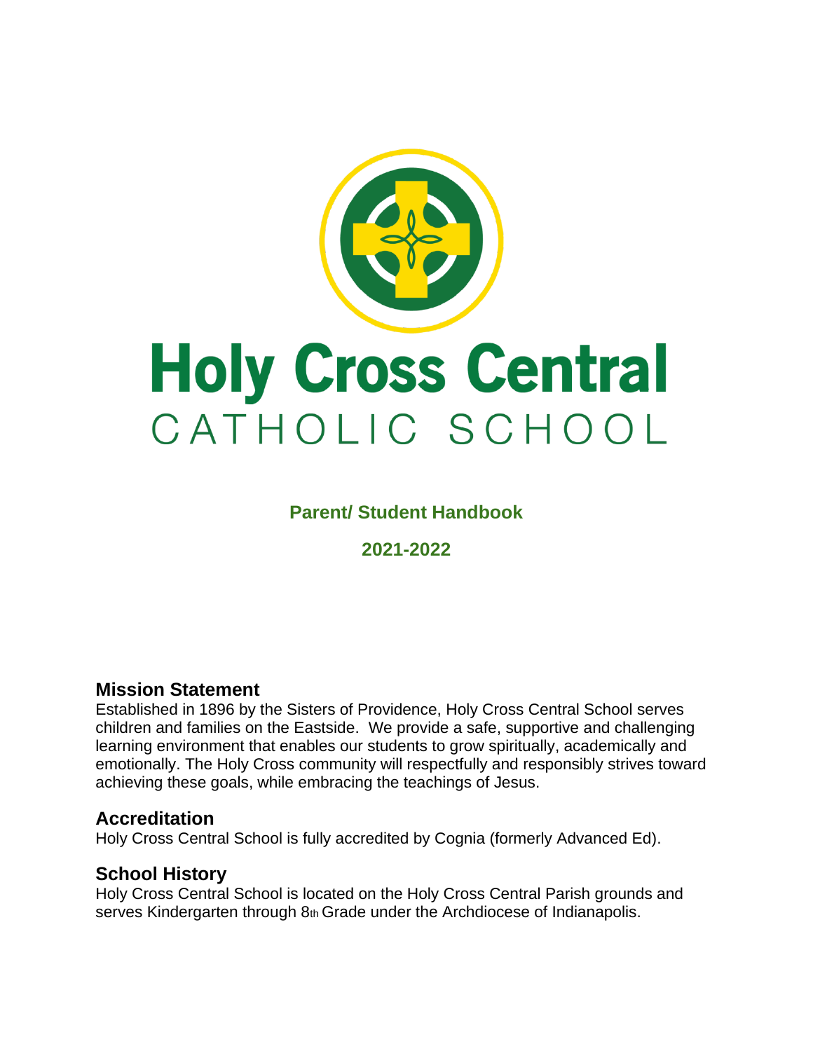# Holy Cross Central
CATHOLIC SCHOOL

**Parent/ Student Handbook**

**2021-2022**

## Mission Statement

Established in 1896 by the Sisters of Providence, Holy Cross Central School serves children and families on the Eastside. We provide a safe, supportive and challenging learning environment that enables our students to grow spiritually, academically and emotionally. The Holy Cross community will respectfully and responsibly strives toward achieving these goals, while embracing the teachings of Jesus.

## Accreditation

Holy Cross Central School is fully accredited by Cognia (formerly Advanced Ed).

## School History

Holy Cross Central School is located on the Holy Cross Central Parish grounds and serves Kindergarten through 8th Grade under the Archdiocese of Indianapolis.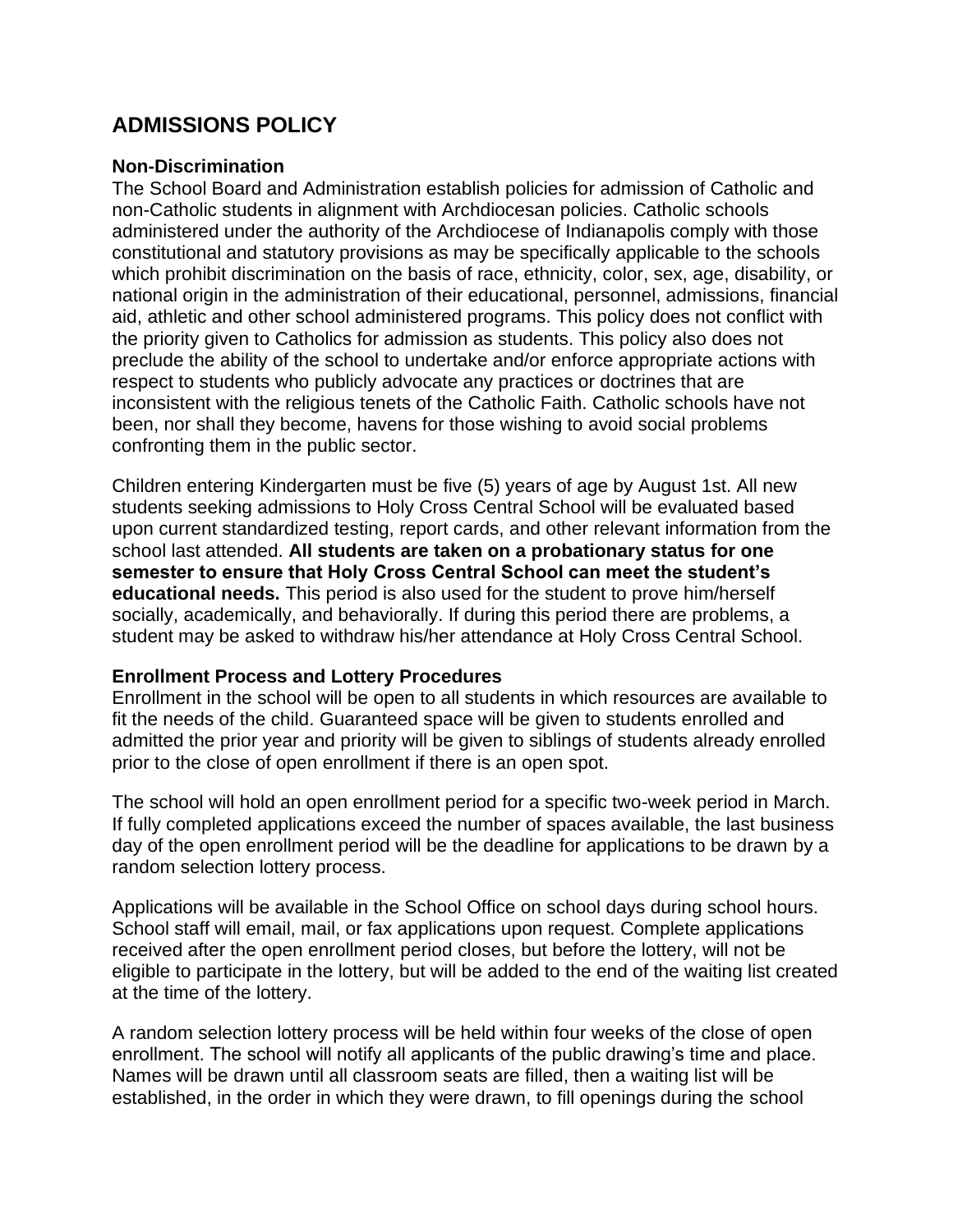## ADMISSIONS POLICY

### Non-Discrimination

The School Board and Administration establish policies for admission of Catholic and non-Catholic students in alignment with Archdiocesan policies. Catholic schools administered under the authority of the Archdiocese of Indianapolis comply with those constitutional and statutory provisions as may be specifically applicable to the schools which prohibit discrimination on the basis of race, ethnicity, color, sex, age, disability, or national origin in the administration of their educational, personnel, admissions, financial aid, athletic and other school administered programs. This policy does not conflict with the priority given to Catholics for admission as students. This policy also does not preclude the ability of the school to undertake and/or enforce appropriate actions with respect to students who publicly advocate any practices or doctrines that are inconsistent with the religious tenets of the Catholic Faith. Catholic schools have not been, nor shall they become, havens for those wishing to avoid social problems confronting them in the public sector.

Children entering Kindergarten must be five (5) years of age by August 1st. All new students seeking admissions to Holy Cross Central School will be evaluated based upon current standardized testing, report cards, and other relevant information from the school last attended. **All students are taken on a probationary status for one semester to ensure that Holy Cross Central School can meet the student's educational needs.** This period is also used for the student to prove him/herself socially, academically, and behaviorally. If during this period there are problems, a student may be asked to withdraw his/her attendance at Holy Cross Central School.

### Enrollment Process and Lottery Procedures

Enrollment in the school will be open to all students in which resources are available to fit the needs of the child. Guaranteed space will be given to students enrolled and admitted the prior year and priority will be given to siblings of students already enrolled prior to the close of open enrollment if there is an open spot.

The school will hold an open enrollment period for a specific two-week period in March. If fully completed applications exceed the number of spaces available, the last business day of the open enrollment period will be the deadline for applications to be drawn by a random selection lottery process.

Applications will be available in the School Office on school days during school hours. School staff will email, mail, or fax applications upon request. Complete applications received after the open enrollment period closes, but before the lottery, will not be eligible to participate in the lottery, but will be added to the end of the waiting list created at the time of the lottery.

A random selection lottery process will be held within four weeks of the close of open enrollment. The school will notify all applicants of the public drawing's time and place. Names will be drawn until all classroom seats are filled, then a waiting list will be established, in the order in which they were drawn, to fill openings during the school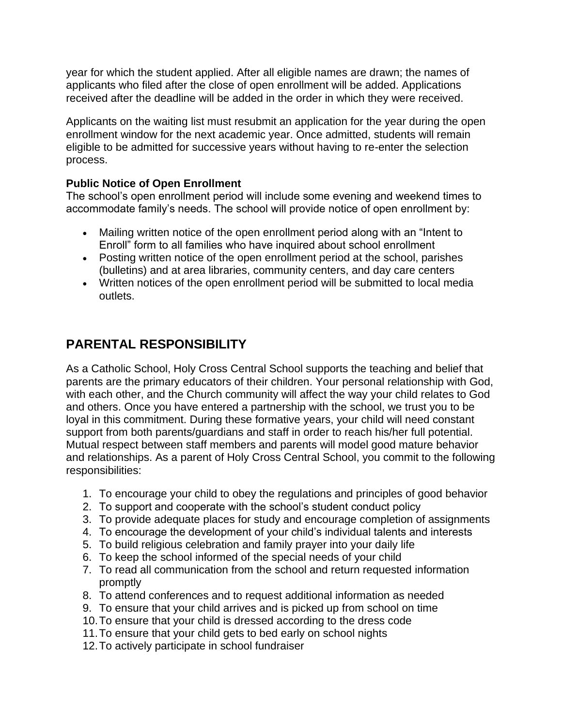year for which the student applied. After all eligible names are drawn; the names of applicants who filed after the close of open enrollment will be added. Applications received after the deadline will be added in the order in which they were received.

Applicants on the waiting list must resubmit an application for the year during the open enrollment window for the next academic year. Once admitted, students will remain eligible to be admitted for successive years without having to re-enter the selection process.

**Public Notice of Open Enrollment**

The school's open enrollment period will include some evening and weekend times to accommodate family's needs. The school will provide notice of open enrollment by:

- Mailing written notice of the open enrollment period along with an "Intent to Enroll" form to all families who have inquired about school enrollment
- Posting written notice of the open enrollment period at the school, parishes (bulletins) and at area libraries, community centers, and day care centers
- Written notices of the open enrollment period will be submitted to local media outlets.

## PARENTAL RESPONSIBILITY

As a Catholic School, Holy Cross Central School supports the teaching and belief that parents are the primary educators of their children. Your personal relationship with God, with each other, and the Church community will affect the way your child relates to God and others. Once you have entered a partnership with the school, we trust you to be loyal in this commitment. During these formative years, your child will need constant support from both parents/guardians and staff in order to reach his/her full potential. Mutual respect between staff members and parents will model good mature behavior and relationships. As a parent of Holy Cross Central School, you commit to the following responsibilities:

1. To encourage your child to obey the regulations and principles of good behavior
2. To support and cooperate with the school's student conduct policy
3. To provide adequate places for study and encourage completion of assignments
4. To encourage the development of your child's individual talents and interests
5. To build religious celebration and family prayer into your daily life
6. To keep the school informed of the special needs of your child
7. To read all communication from the school and return requested information promptly
8. To attend conferences and to request additional information as needed
9. To ensure that your child arrives and is picked up from school on time
10. To ensure that your child is dressed according to the dress code
11. To ensure that your child gets to bed early on school nights
12. To actively participate in school fundraiser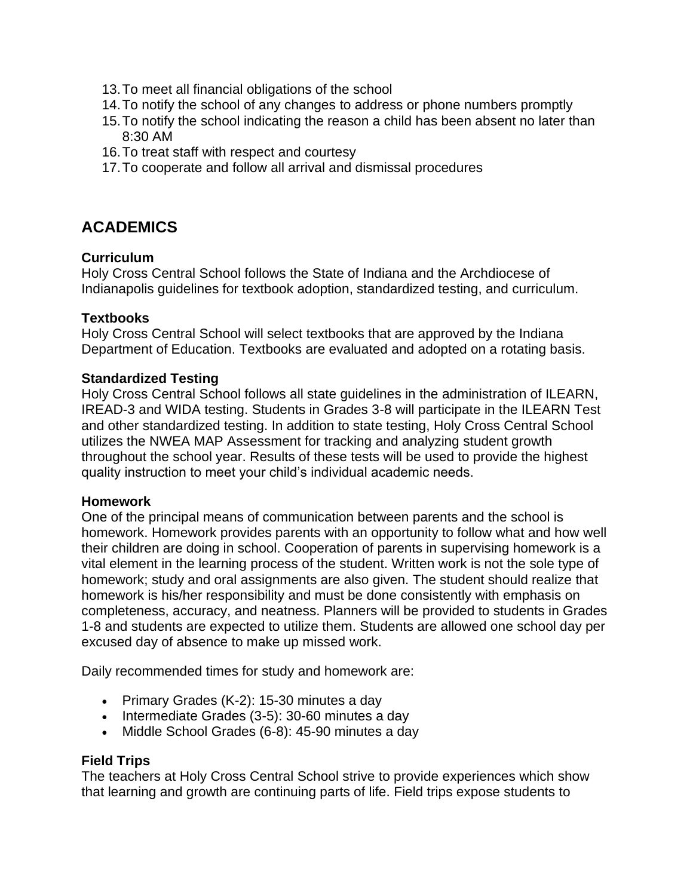13. To meet all financial obligations of the school
14. To notify the school of any changes to address or phone numbers promptly
15. To notify the school indicating the reason a child has been absent no later than 8:30 AM
16. To treat staff with respect and courtesy
17. To cooperate and follow all arrival and dismissal procedures

## ACADEMICS

**Curriculum**
Holy Cross Central School follows the State of Indiana and the Archdiocese of Indianapolis guidelines for textbook adoption, standardized testing, and curriculum.

**Textbooks**
Holy Cross Central School will select textbooks that are approved by the Indiana Department of Education. Textbooks are evaluated and adopted on a rotating basis.

**Standardized Testing**
Holy Cross Central School follows all state guidelines in the administration of ILEARN, IREAD-3 and WIDA testing. Students in Grades 3-8 will participate in the ILEARN Test and other standardized testing. In addition to state testing, Holy Cross Central School utilizes the NWEA MAP Assessment for tracking and analyzing student growth throughout the school year. Results of these tests will be used to provide the highest quality instruction to meet your child's individual academic needs.

**Homework**
One of the principal means of communication between parents and the school is homework. Homework provides parents with an opportunity to follow what and how well their children are doing in school. Cooperation of parents in supervising homework is a vital element in the learning process of the student. Written work is not the sole type of homework; study and oral assignments are also given. The student should realize that homework is his/her responsibility and must be done consistently with emphasis on completeness, accuracy, and neatness. Planners will be provided to students in Grades 1-8 and students are expected to utilize them. Students are allowed one school day per excused day of absence to make up missed work.

Daily recommended times for study and homework are:

- Primary Grades (K-2): 15-30 minutes a day
- Intermediate Grades (3-5): 30-60 minutes a day
- Middle School Grades (6-8): 45-90 minutes a day

**Field Trips**
The teachers at Holy Cross Central School strive to provide experiences which show that learning and growth are continuing parts of life. Field trips expose students to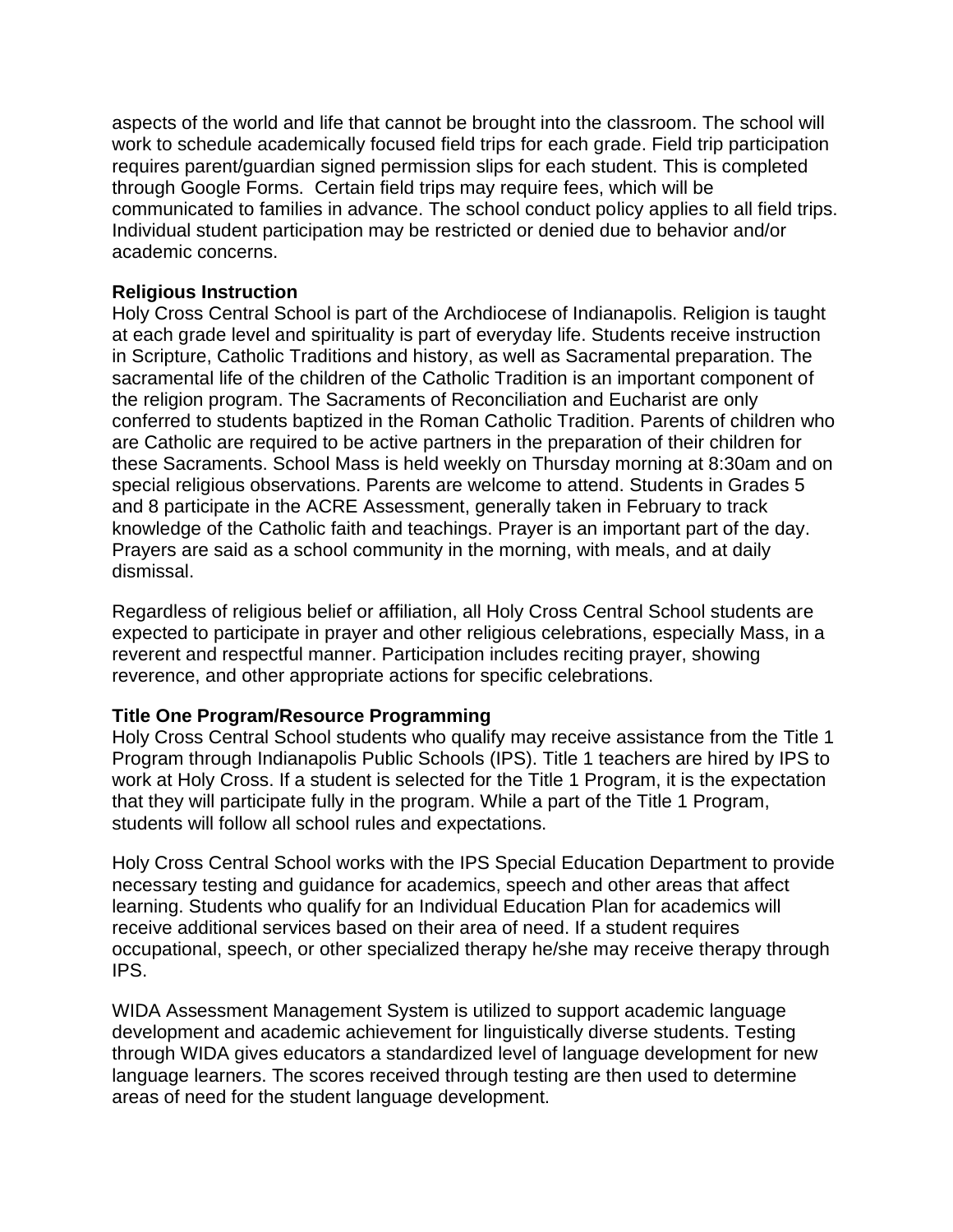aspects of the world and life that cannot be brought into the classroom. The school will work to schedule academically focused field trips for each grade. Field trip participation requires parent/guardian signed permission slips for each student. This is completed through Google Forms.  Certain field trips may require fees, which will be communicated to families in advance. The school conduct policy applies to all field trips. Individual student participation may be restricted or denied due to behavior and/or academic concerns.

**Religious Instruction**

Holy Cross Central School is part of the Archdiocese of Indianapolis. Religion is taught at each grade level and spirituality is part of everyday life. Students receive instruction in Scripture, Catholic Traditions and history, as well as Sacramental preparation. The sacramental life of the children of the Catholic Tradition is an important component of the religion program. The Sacraments of Reconciliation and Eucharist are only conferred to students baptized in the Roman Catholic Tradition. Parents of children who are Catholic are required to be active partners in the preparation of their children for these Sacraments. School Mass is held weekly on Thursday morning at 8:30am and on special religious observations. Parents are welcome to attend. Students in Grades 5 and 8 participate in the ACRE Assessment, generally taken in February to track knowledge of the Catholic faith and teachings. Prayer is an important part of the day. Prayers are said as a school community in the morning, with meals, and at daily dismissal.

Regardless of religious belief or affiliation, all Holy Cross Central School students are expected to participate in prayer and other religious celebrations, especially Mass, in a reverent and respectful manner. Participation includes reciting prayer, showing reverence, and other appropriate actions for specific celebrations.

**Title One Program/Resource Programming**

Holy Cross Central School students who qualify may receive assistance from the Title 1 Program through Indianapolis Public Schools (IPS). Title 1 teachers are hired by IPS to work at Holy Cross. If a student is selected for the Title 1 Program, it is the expectation that they will participate fully in the program. While a part of the Title 1 Program, students will follow all school rules and expectations.

Holy Cross Central School works with the IPS Special Education Department to provide necessary testing and guidance for academics, speech and other areas that affect learning. Students who qualify for an Individual Education Plan for academics will receive additional services based on their area of need. If a student requires occupational, speech, or other specialized therapy he/she may receive therapy through IPS.

WIDA Assessment Management System is utilized to support academic language development and academic achievement for linguistically diverse students. Testing through WIDA gives educators a standardized level of language development for new language learners. The scores received through testing are then used to determine areas of need for the student language development.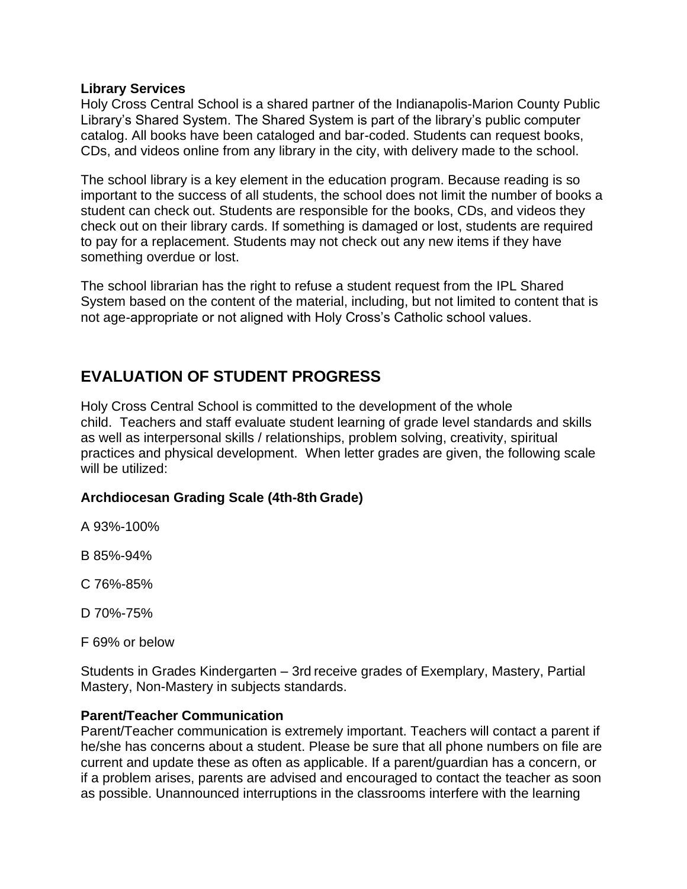**Library Services**
Holy Cross Central School is a shared partner of the Indianapolis-Marion County Public Library's Shared System. The Shared System is part of the library's public computer catalog. All books have been cataloged and bar-coded. Students can request books, CDs, and videos online from any library in the city, with delivery made to the school.

The school library is a key element in the education program. Because reading is so important to the success of all students, the school does not limit the number of books a student can check out. Students are responsible for the books, CDs, and videos they check out on their library cards. If something is damaged or lost, students are required to pay for a replacement. Students may not check out any new items if they have something overdue or lost.

The school librarian has the right to refuse a student request from the IPL Shared System based on the content of the material, including, but not limited to content that is not age-appropriate or not aligned with Holy Cross's Catholic school values.

## EVALUATION OF STUDENT PROGRESS

Holy Cross Central School is committed to the development of the whole child. Teachers and staff evaluate student learning of grade level standards and skills as well as interpersonal skills / relationships, problem solving, creativity, spiritual practices and physical development. When letter grades are given, the following scale will be utilized:

**Archdiocesan Grading Scale (4th-8th Grade)**

A 93%-100%

B 85%-94%

C 76%-85%

D 70%-75%

F 69% or below

Students in Grades Kindergarten – 3rd receive grades of Exemplary, Mastery, Partial Mastery, Non-Mastery in subjects standards.

**Parent/Teacher Communication**
Parent/Teacher communication is extremely important. Teachers will contact a parent if he/she has concerns about a student. Please be sure that all phone numbers on file are current and update these as often as applicable. If a parent/guardian has a concern, or if a problem arises, parents are advised and encouraged to contact the teacher as soon as possible. Unannounced interruptions in the classrooms interfere with the learning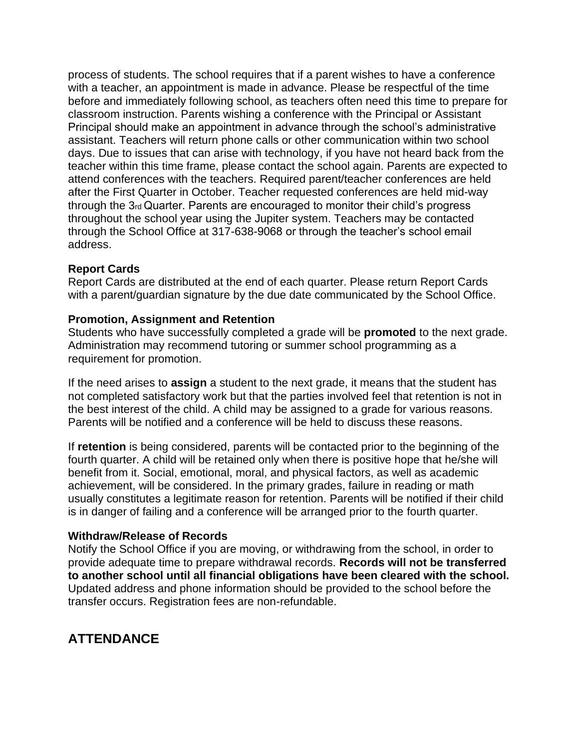process of students. The school requires that if a parent wishes to have a conference with a teacher, an appointment is made in advance. Please be respectful of the time before and immediately following school, as teachers often need this time to prepare for classroom instruction. Parents wishing a conference with the Principal or Assistant Principal should make an appointment in advance through the school's administrative assistant. Teachers will return phone calls or other communication within two school days. Due to issues that can arise with technology, if you have not heard back from the teacher within this time frame, please contact the school again. Parents are expected to attend conferences with the teachers. Required parent/teacher conferences are held after the First Quarter in October. Teacher requested conferences are held mid-way through the 3rd Quarter. Parents are encouraged to monitor their child's progress throughout the school year using the Jupiter system. Teachers may be contacted through the School Office at 317-638-9068 or through the teacher's school email address.

**Report Cards**
Report Cards are distributed at the end of each quarter. Please return Report Cards with a parent/guardian signature by the due date communicated by the School Office.

**Promotion, Assignment and Retention**
Students who have successfully completed a grade will be **promoted** to the next grade. Administration may recommend tutoring or summer school programming as a requirement for promotion.

If the need arises to **assign** a student to the next grade, it means that the student has not completed satisfactory work but that the parties involved feel that retention is not in the best interest of the child. A child may be assigned to a grade for various reasons. Parents will be notified and a conference will be held to discuss these reasons.

If **retention** is being considered, parents will be contacted prior to the beginning of the fourth quarter. A child will be retained only when there is positive hope that he/she will benefit from it. Social, emotional, moral, and physical factors, as well as academic achievement, will be considered. In the primary grades, failure in reading or math usually constitutes a legitimate reason for retention. Parents will be notified if their child is in danger of failing and a conference will be arranged prior to the fourth quarter.

**Withdraw/Release of Records**
Notify the School Office if you are moving, or withdrawing from the school, in order to provide adequate time to prepare withdrawal records. **Records will not be transferred to another school until all financial obligations have been cleared with the school.** Updated address and phone information should be provided to the school before the transfer occurs. Registration fees are non-refundable.

## ATTENDANCE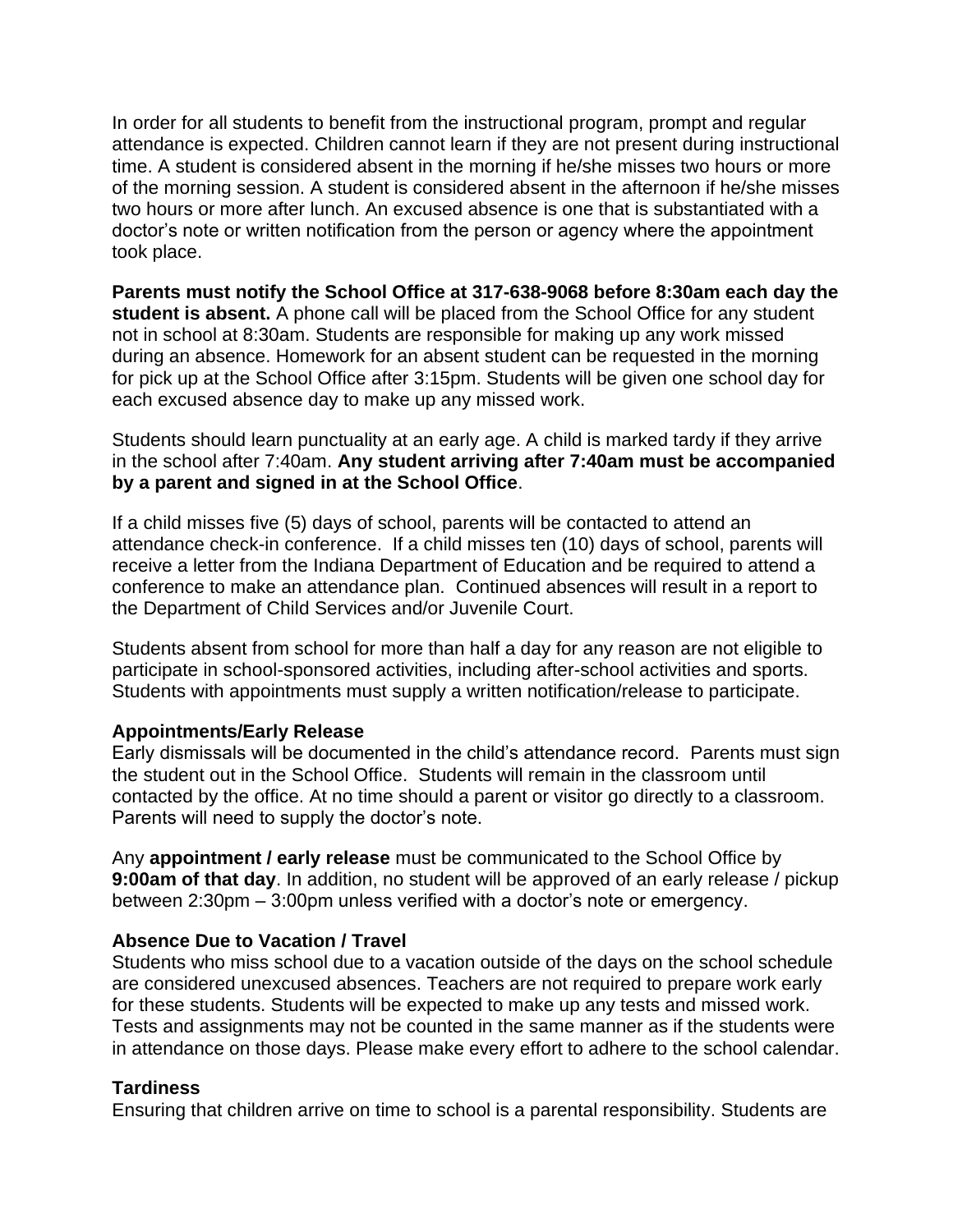In order for all students to benefit from the instructional program, prompt and regular attendance is expected. Children cannot learn if they are not present during instructional time. A student is considered absent in the morning if he/she misses two hours or more of the morning session. A student is considered absent in the afternoon if he/she misses two hours or more after lunch. An excused absence is one that is substantiated with a doctor's note or written notification from the person or agency where the appointment took place.

**Parents must notify the School Office at 317-638-9068 before 8:30am each day the student is absent.** A phone call will be placed from the School Office for any student not in school at 8:30am. Students are responsible for making up any work missed during an absence. Homework for an absent student can be requested in the morning for pick up at the School Office after 3:15pm. Students will be given one school day for each excused absence day to make up any missed work.

Students should learn punctuality at an early age. A child is marked tardy if they arrive in the school after 7:40am. **Any student arriving after 7:40am must be accompanied by a parent and signed in at the School Office**.

If a child misses five (5) days of school, parents will be contacted to attend an attendance check-in conference. If a child misses ten (10) days of school, parents will receive a letter from the Indiana Department of Education and be required to attend a conference to make an attendance plan. Continued absences will result in a report to the Department of Child Services and/or Juvenile Court.

Students absent from school for more than half a day for any reason are not eligible to participate in school-sponsored activities, including after-school activities and sports. Students with appointments must supply a written notification/release to participate.

### Appointments/Early Release

Early dismissals will be documented in the child's attendance record. Parents must sign the student out in the School Office. Students will remain in the classroom until contacted by the office. At no time should a parent or visitor go directly to a classroom. Parents will need to supply the doctor's note.

Any **appointment / early release** must be communicated to the School Office by **9:00am of that day**. In addition, no student will be approved of an early release / pickup between 2:30pm – 3:00pm unless verified with a doctor's note or emergency.

### Absence Due to Vacation / Travel

Students who miss school due to a vacation outside of the days on the school schedule are considered unexcused absences. Teachers are not required to prepare work early for these students. Students will be expected to make up any tests and missed work. Tests and assignments may not be counted in the same manner as if the students were in attendance on those days. Please make every effort to adhere to the school calendar.

### Tardiness

Ensuring that children arrive on time to school is a parental responsibility. Students are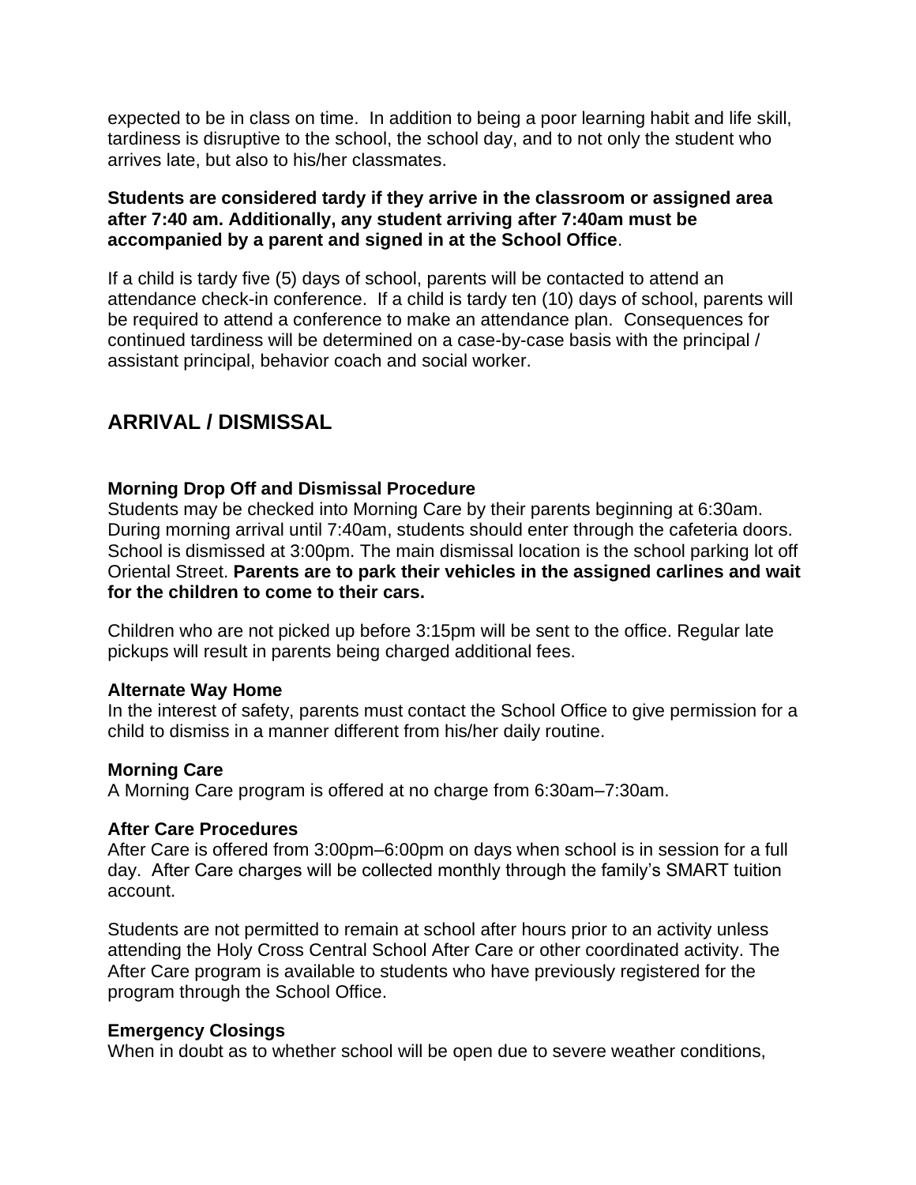expected to be in class on time. In addition to being a poor learning habit and life skill, tardiness is disruptive to the school, the school day, and to not only the student who arrives late, but also to his/her classmates.

**Students are considered tardy if they arrive in the classroom or assigned area after 7:40 am. Additionally, any student arriving after 7:40am must be accompanied by a parent and signed in at the School Office**.

If a child is tardy five (5) days of school, parents will be contacted to attend an attendance check-in conference. If a child is tardy ten (10) days of school, parents will be required to attend a conference to make an attendance plan. Consequences for continued tardiness will be determined on a case-by-case basis with the principal / assistant principal, behavior coach and social worker.

## ARRIVAL / DISMISSAL

### Morning Drop Off and Dismissal Procedure

Students may be checked into Morning Care by their parents beginning at 6:30am. During morning arrival until 7:40am, students should enter through the cafeteria doors. School is dismissed at 3:00pm. The main dismissal location is the school parking lot off Oriental Street. **Parents are to park their vehicles in the assigned carlines and wait for the children to come to their cars.**

Children who are not picked up before 3:15pm will be sent to the office. Regular late pickups will result in parents being charged additional fees.

### Alternate Way Home

In the interest of safety, parents must contact the School Office to give permission for a child to dismiss in a manner different from his/her daily routine.

### Morning Care

A Morning Care program is offered at no charge from 6:30am–7:30am.

### After Care Procedures

After Care is offered from 3:00pm–6:00pm on days when school is in session for a full day. After Care charges will be collected monthly through the family's SMART tuition account.

Students are not permitted to remain at school after hours prior to an activity unless attending the Holy Cross Central School After Care or other coordinated activity. The After Care program is available to students who have previously registered for the program through the School Office.

### Emergency Closings

When in doubt as to whether school will be open due to severe weather conditions,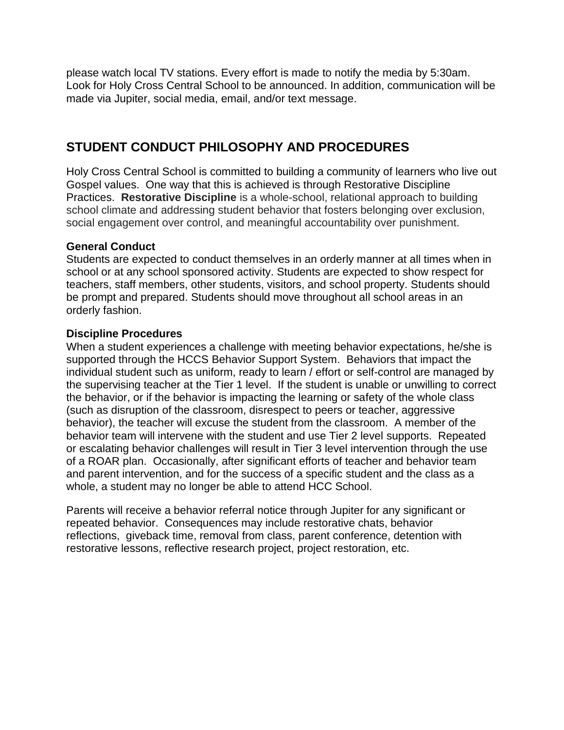please watch local TV stations. Every effort is made to notify the media by 5:30am. Look for Holy Cross Central School to be announced. In addition, communication will be made via Jupiter, social media, email, and/or text message.

## STUDENT CONDUCT PHILOSOPHY AND PROCEDURES

Holy Cross Central School is committed to building a community of learners who live out Gospel values. One way that this is achieved is through Restorative Discipline Practices. **Restorative Discipline** is a whole-school, relational approach to building school climate and addressing student behavior that fosters belonging over exclusion, social engagement over control, and meaningful accountability over punishment.

**General Conduct**
Students are expected to conduct themselves in an orderly manner at all times when in school or at any school sponsored activity. Students are expected to show respect for teachers, staff members, other students, visitors, and school property. Students should be prompt and prepared. Students should move throughout all school areas in an orderly fashion.

**Discipline Procedures**
When a student experiences a challenge with meeting behavior expectations, he/she is supported through the HCCS Behavior Support System. Behaviors that impact the individual student such as uniform, ready to learn / effort or self-control are managed by the supervising teacher at the Tier 1 level. If the student is unable or unwilling to correct the behavior, or if the behavior is impacting the learning or safety of the whole class (such as disruption of the classroom, disrespect to peers or teacher, aggressive behavior), the teacher will excuse the student from the classroom. A member of the behavior team will intervene with the student and use Tier 2 level supports. Repeated or escalating behavior challenges will result in Tier 3 level intervention through the use of a ROAR plan. Occasionally, after significant efforts of teacher and behavior team and parent intervention, and for the success of a specific student and the class as a whole, a student may no longer be able to attend HCC School.

Parents will receive a behavior referral notice through Jupiter for any significant or repeated behavior. Consequences may include restorative chats, behavior reflections, giveback time, removal from class, parent conference, detention with restorative lessons, reflective research project, project restoration, etc.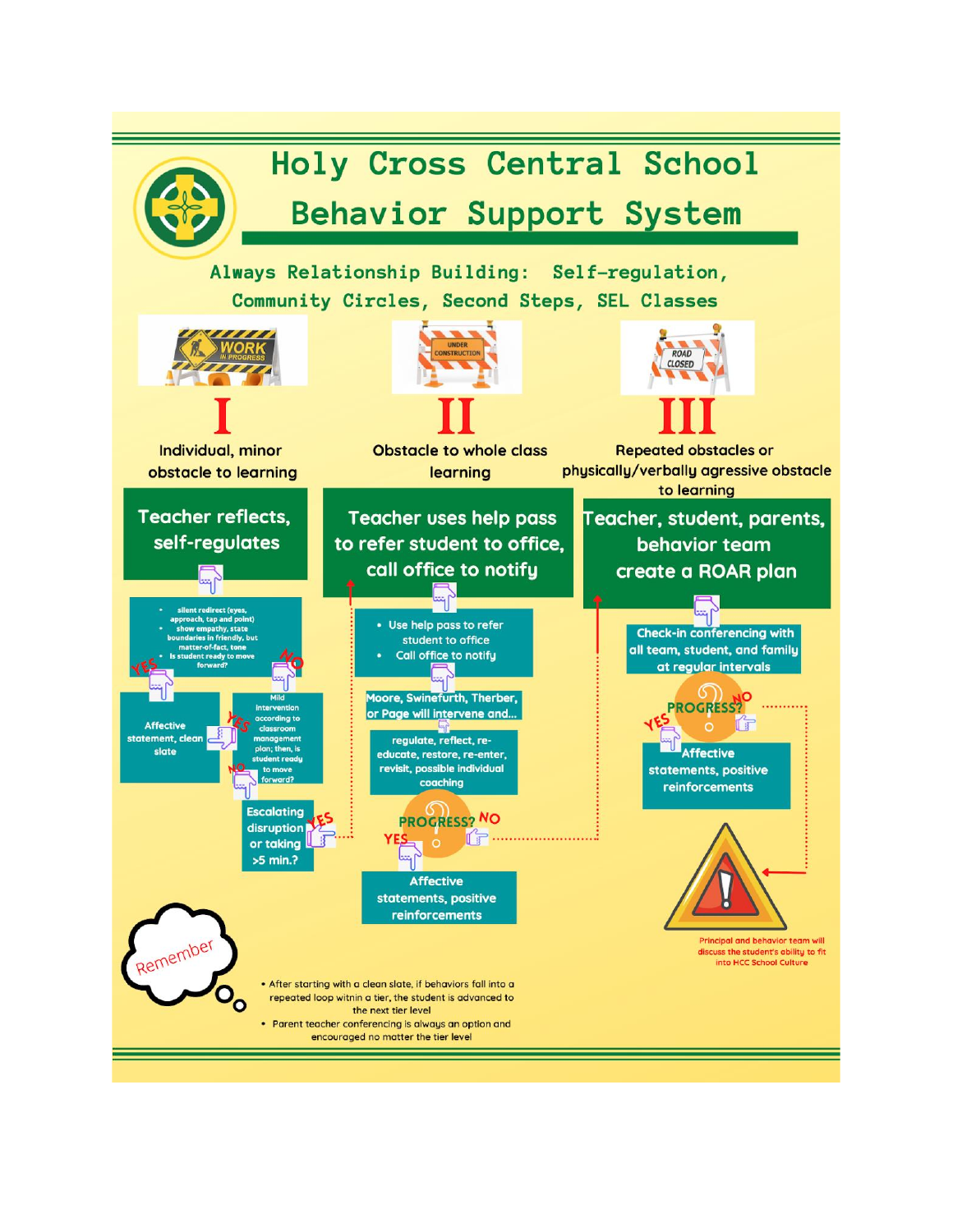# Holy Cross Central School

## Behavior Support System

**Always Relationship Building: Self-regulation, Community Circles, Second Steps, SEL Classes**

## I

Individual, minor obstacle to learning

**Teacher reflects, self-regulates**

- silent redirect (eyes, approach, tap and point)
- show empathy, state boundaries in friendly, but matter-of-fact, tone
- Is student ready to move forward?

YES → Affective statement, clean slate

NO → Mild intervention according to classroom management plan; then, is student ready to move forward?

- YES → Affective statement, clean slate
- NO → Escalating disruption or taking >5 min.?
  - YES → Tier II

## II

Obstacle to whole class learning

**Teacher uses help pass to refer student to office, call office to notify**

- Use help pass to refer student to office
- Call office to notify

Moore, Swinefurth, Therber, or Page will intervene and...

regulate, reflect, re-educate, restore, re-enter, revisit, possible individual coaching

PROGRESS?

- YES → Affective statements, positive reinforcements
- NO → Tier III

## III

Repeated obstacles or physically/verbally agressive obstacle to learning

**Teacher, student, parents, behavior team create a ROAR plan**

Check-in conferencing with all team, student, and family at regular intervals

PROGRESS?

- YES → Affective statements, positive reinforcements
- NO → Principal and behavior team will discuss the student's ability to fit into HCC School Culture

## Remember

- After starting with a clean slate, if behaviors fall into a repeated loop within a tier, the student is advanced to the next tier level
- Parent teacher conferencing is always an option and encouraged no matter the tier level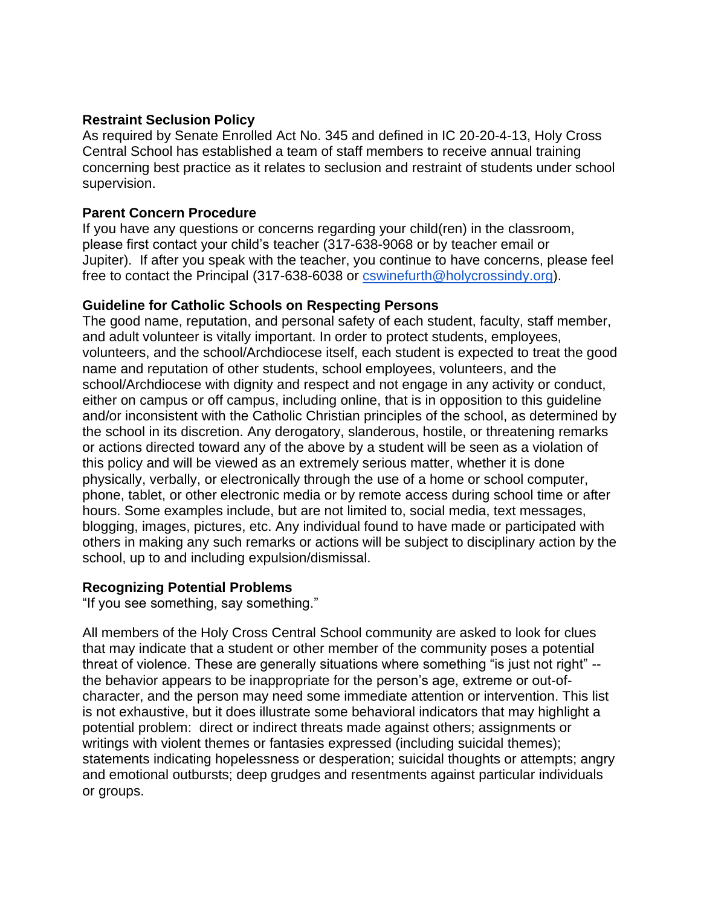### Restraint Seclusion Policy

As required by Senate Enrolled Act No. 345 and defined in IC 20-20-4-13, Holy Cross Central School has established a team of staff members to receive annual training concerning best practice as it relates to seclusion and restraint of students under school supervision.

### Parent Concern Procedure

If you have any questions or concerns regarding your child(ren) in the classroom, please first contact your child's teacher (317-638-9068 or by teacher email or Jupiter). If after you speak with the teacher, you continue to have concerns, please feel free to contact the Principal (317-638-6038 or cswinefurth@holycrossindy.org).

### Guideline for Catholic Schools on Respecting Persons

The good name, reputation, and personal safety of each student, faculty, staff member, and adult volunteer is vitally important. In order to protect students, employees, volunteers, and the school/Archdiocese itself, each student is expected to treat the good name and reputation of other students, school employees, volunteers, and the school/Archdiocese with dignity and respect and not engage in any activity or conduct, either on campus or off campus, including online, that is in opposition to this guideline and/or inconsistent with the Catholic Christian principles of the school, as determined by the school in its discretion. Any derogatory, slanderous, hostile, or threatening remarks or actions directed toward any of the above by a student will be seen as a violation of this policy and will be viewed as an extremely serious matter, whether it is done physically, verbally, or electronically through the use of a home or school computer, phone, tablet, or other electronic media or by remote access during school time or after hours. Some examples include, but are not limited to, social media, text messages, blogging, images, pictures, etc. Any individual found to have made or participated with others in making any such remarks or actions will be subject to disciplinary action by the school, up to and including expulsion/dismissal.

### Recognizing Potential Problems

"If you see something, say something."

All members of the Holy Cross Central School community are asked to look for clues that may indicate that a student or other member of the community poses a potential threat of violence. These are generally situations where something "is just not right" -- the behavior appears to be inappropriate for the person's age, extreme or out-of-character, and the person may need some immediate attention or intervention. This list is not exhaustive, but it does illustrate some behavioral indicators that may highlight a potential problem: direct or indirect threats made against others; assignments or writings with violent themes or fantasies expressed (including suicidal themes); statements indicating hopelessness or desperation; suicidal thoughts or attempts; angry and emotional outbursts; deep grudges and resentments against particular individuals or groups.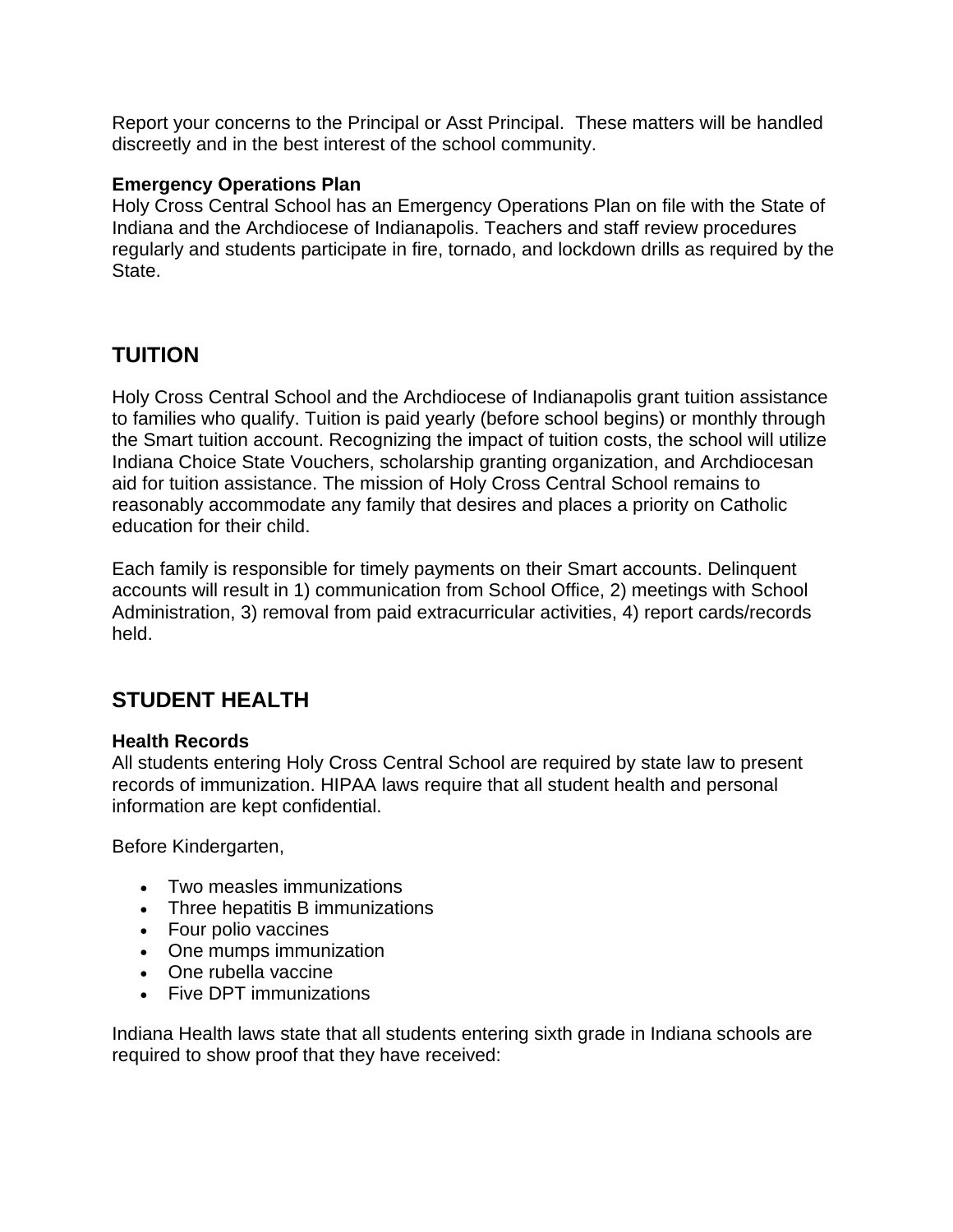Report your concerns to the Principal or Asst Principal. These matters will be handled discreetly and in the best interest of the school community.

**Emergency Operations Plan**
Holy Cross Central School has an Emergency Operations Plan on file with the State of Indiana and the Archdiocese of Indianapolis. Teachers and staff review procedures regularly and students participate in fire, tornado, and lockdown drills as required by the State.

## TUITION

Holy Cross Central School and the Archdiocese of Indianapolis grant tuition assistance to families who qualify. Tuition is paid yearly (before school begins) or monthly through the Smart tuition account. Recognizing the impact of tuition costs, the school will utilize Indiana Choice State Vouchers, scholarship granting organization, and Archdiocesan aid for tuition assistance. The mission of Holy Cross Central School remains to reasonably accommodate any family that desires and places a priority on Catholic education for their child.

Each family is responsible for timely payments on their Smart accounts. Delinquent accounts will result in 1) communication from School Office, 2) meetings with School Administration, 3) removal from paid extracurricular activities, 4) report cards/records held.

## STUDENT HEALTH

**Health Records**
All students entering Holy Cross Central School are required by state law to present records of immunization. HIPAA laws require that all student health and personal information are kept confidential.

Before Kindergarten,

- Two measles immunizations
- Three hepatitis B immunizations
- Four polio vaccines
- One mumps immunization
- One rubella vaccine
- Five DPT immunizations

Indiana Health laws state that all students entering sixth grade in Indiana schools are required to show proof that they have received: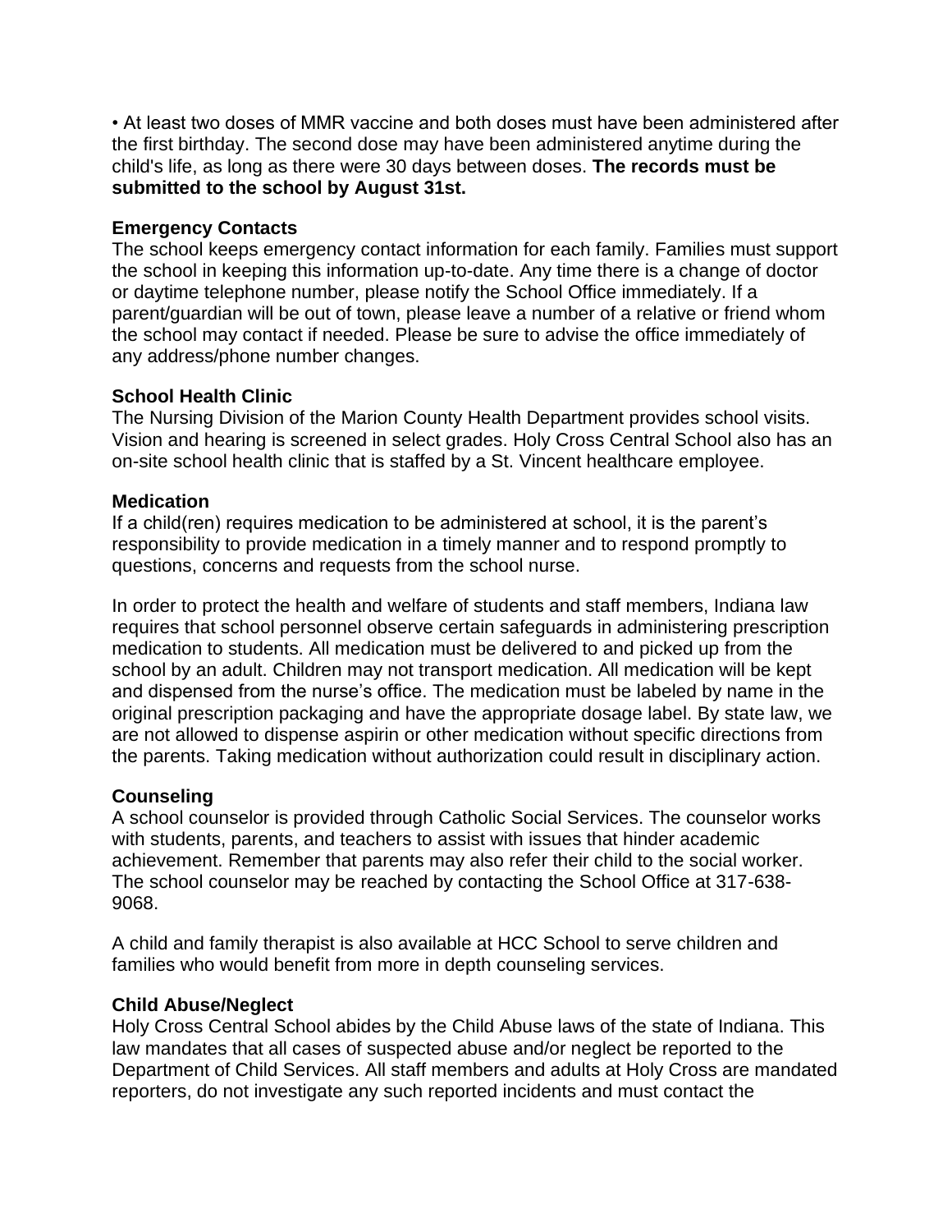- At least two doses of MMR vaccine and both doses must have been administered after the first birthday. The second dose may have been administered anytime during the child's life, as long as there were 30 days between doses. **The records must be submitted to the school by August 31st.**

**Emergency Contacts**
The school keeps emergency contact information for each family. Families must support the school in keeping this information up-to-date. Any time there is a change of doctor or daytime telephone number, please notify the School Office immediately. If a parent/guardian will be out of town, please leave a number of a relative or friend whom the school may contact if needed. Please be sure to advise the office immediately of any address/phone number changes.

**School Health Clinic**
The Nursing Division of the Marion County Health Department provides school visits. Vision and hearing is screened in select grades. Holy Cross Central School also has an on-site school health clinic that is staffed by a St. Vincent healthcare employee.

**Medication**
If a child(ren) requires medication to be administered at school, it is the parent's responsibility to provide medication in a timely manner and to respond promptly to questions, concerns and requests from the school nurse.

In order to protect the health and welfare of students and staff members, Indiana law requires that school personnel observe certain safeguards in administering prescription medication to students. All medication must be delivered to and picked up from the school by an adult. Children may not transport medication. All medication will be kept and dispensed from the nurse's office. The medication must be labeled by name in the original prescription packaging and have the appropriate dosage label. By state law, we are not allowed to dispense aspirin or other medication without specific directions from the parents. Taking medication without authorization could result in disciplinary action.

**Counseling**
A school counselor is provided through Catholic Social Services. The counselor works with students, parents, and teachers to assist with issues that hinder academic achievement. Remember that parents may also refer their child to the social worker. The school counselor may be reached by contacting the School Office at 317-638-9068.

A child and family therapist is also available at HCC School to serve children and families who would benefit from more in depth counseling services.

**Child Abuse/Neglect**
Holy Cross Central School abides by the Child Abuse laws of the state of Indiana. This law mandates that all cases of suspected abuse and/or neglect be reported to the Department of Child Services. All staff members and adults at Holy Cross are mandated reporters, do not investigate any such reported incidents and must contact the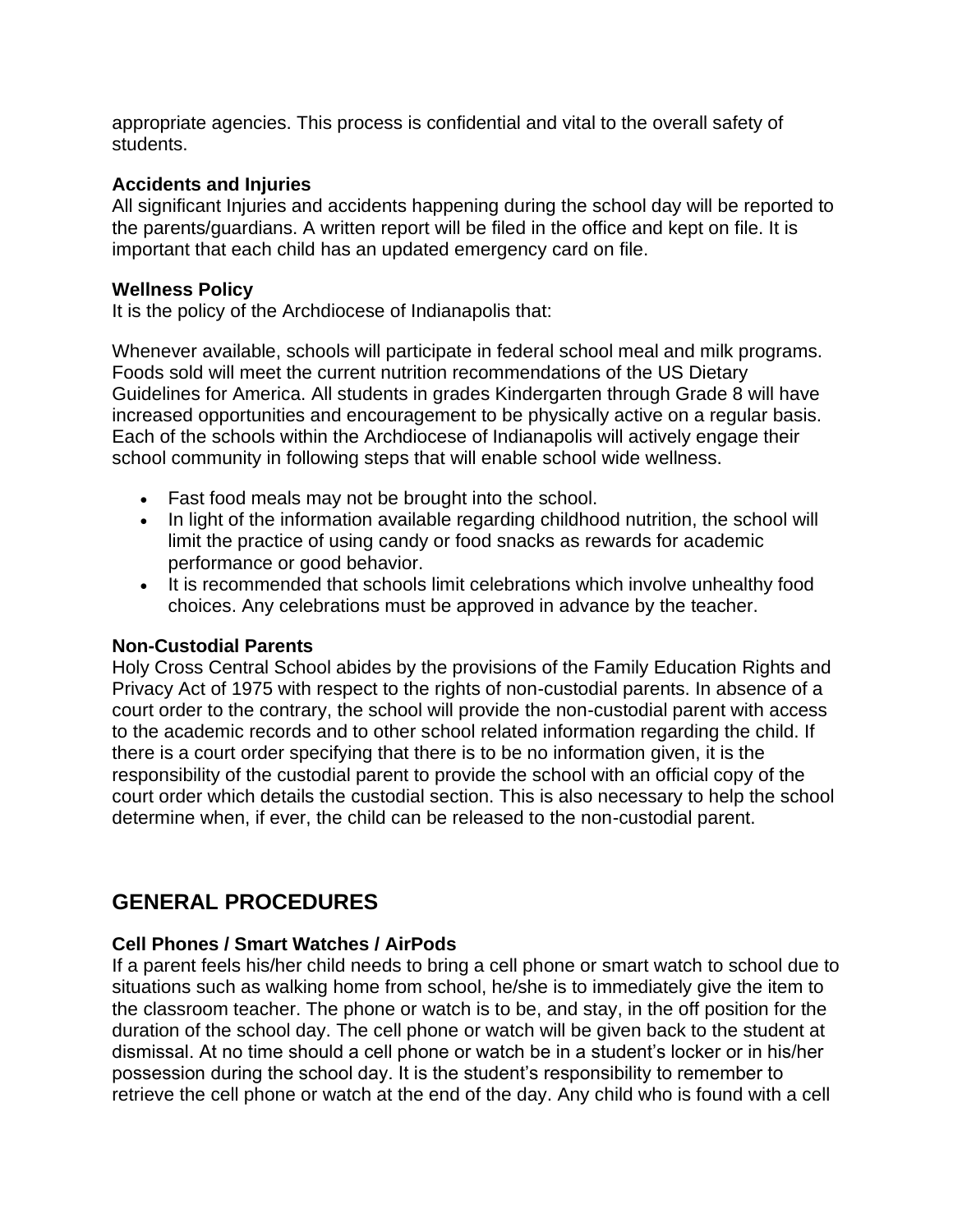appropriate agencies. This process is confidential and vital to the overall safety of students.

**Accidents and Injuries**
All significant Injuries and accidents happening during the school day will be reported to the parents/guardians. A written report will be filed in the office and kept on file. It is important that each child has an updated emergency card on file.

**Wellness Policy**
It is the policy of the Archdiocese of Indianapolis that:

Whenever available, schools will participate in federal school meal and milk programs. Foods sold will meet the current nutrition recommendations of the US Dietary Guidelines for America. All students in grades Kindergarten through Grade 8 will have increased opportunities and encouragement to be physically active on a regular basis. Each of the schools within the Archdiocese of Indianapolis will actively engage their school community in following steps that will enable school wide wellness.

- Fast food meals may not be brought into the school.
- In light of the information available regarding childhood nutrition, the school will limit the practice of using candy or food snacks as rewards for academic performance or good behavior.
- It is recommended that schools limit celebrations which involve unhealthy food choices. Any celebrations must be approved in advance by the teacher.

**Non-Custodial Parents**
Holy Cross Central School abides by the provisions of the Family Education Rights and Privacy Act of 1975 with respect to the rights of non-custodial parents. In absence of a court order to the contrary, the school will provide the non-custodial parent with access to the academic records and to other school related information regarding the child. If there is a court order specifying that there is to be no information given, it is the responsibility of the custodial parent to provide the school with an official copy of the court order which details the custodial section. This is also necessary to help the school determine when, if ever, the child can be released to the non-custodial parent.

## GENERAL PROCEDURES

**Cell Phones / Smart Watches / AirPods**
If a parent feels his/her child needs to bring a cell phone or smart watch to school due to situations such as walking home from school, he/she is to immediately give the item to the classroom teacher. The phone or watch is to be, and stay, in the off position for the duration of the school day. The cell phone or watch will be given back to the student at dismissal. At no time should a cell phone or watch be in a student's locker or in his/her possession during the school day. It is the student's responsibility to remember to retrieve the cell phone or watch at the end of the day. Any child who is found with a cell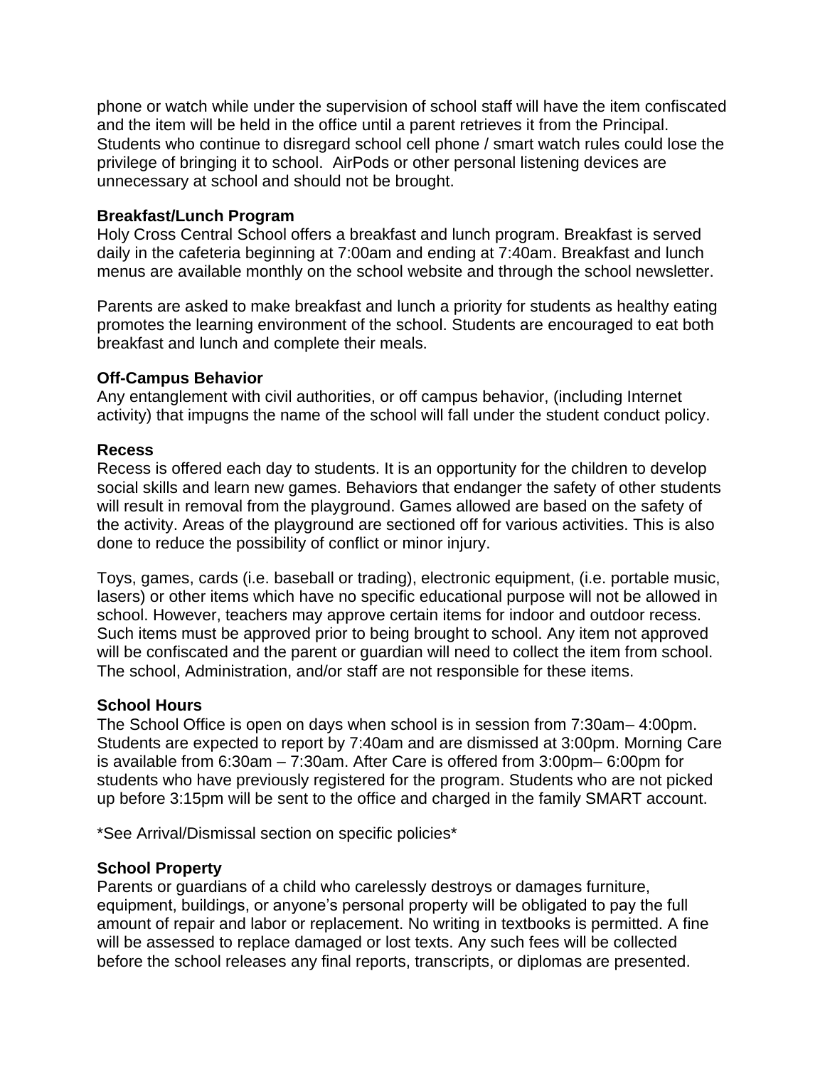phone or watch while under the supervision of school staff will have the item confiscated and the item will be held in the office until a parent retrieves it from the Principal. Students who continue to disregard school cell phone / smart watch rules could lose the privilege of bringing it to school.  AirPods or other personal listening devices are unnecessary at school and should not be brought.

**Breakfast/Lunch Program**
Holy Cross Central School offers a breakfast and lunch program. Breakfast is served daily in the cafeteria beginning at 7:00am and ending at 7:40am. Breakfast and lunch menus are available monthly on the school website and through the school newsletter.

Parents are asked to make breakfast and lunch a priority for students as healthy eating promotes the learning environment of the school. Students are encouraged to eat both breakfast and lunch and complete their meals.

**Off-Campus Behavior**
Any entanglement with civil authorities, or off campus behavior, (including Internet activity) that impugns the name of the school will fall under the student conduct policy.

**Recess**
Recess is offered each day to students. It is an opportunity for the children to develop social skills and learn new games. Behaviors that endanger the safety of other students will result in removal from the playground. Games allowed are based on the safety of the activity. Areas of the playground are sectioned off for various activities. This is also done to reduce the possibility of conflict or minor injury.

Toys, games, cards (i.e. baseball or trading), electronic equipment, (i.e. portable music, lasers) or other items which have no specific educational purpose will not be allowed in school. However, teachers may approve certain items for indoor and outdoor recess. Such items must be approved prior to being brought to school. Any item not approved will be confiscated and the parent or guardian will need to collect the item from school. The school, Administration, and/or staff are not responsible for these items.

**School Hours**
The School Office is open on days when school is in session from 7:30am– 4:00pm. Students are expected to report by 7:40am and are dismissed at 3:00pm. Morning Care is available from 6:30am – 7:30am. After Care is offered from 3:00pm– 6:00pm for students who have previously registered for the program. Students who are not picked up before 3:15pm will be sent to the office and charged in the family SMART account.

*See Arrival/Dismissal section on specific policies*

**School Property**
Parents or guardians of a child who carelessly destroys or damages furniture, equipment, buildings, or anyone's personal property will be obligated to pay the full amount of repair and labor or replacement. No writing in textbooks is permitted. A fine will be assessed to replace damaged or lost texts. Any such fees will be collected before the school releases any final reports, transcripts, or diplomas are presented.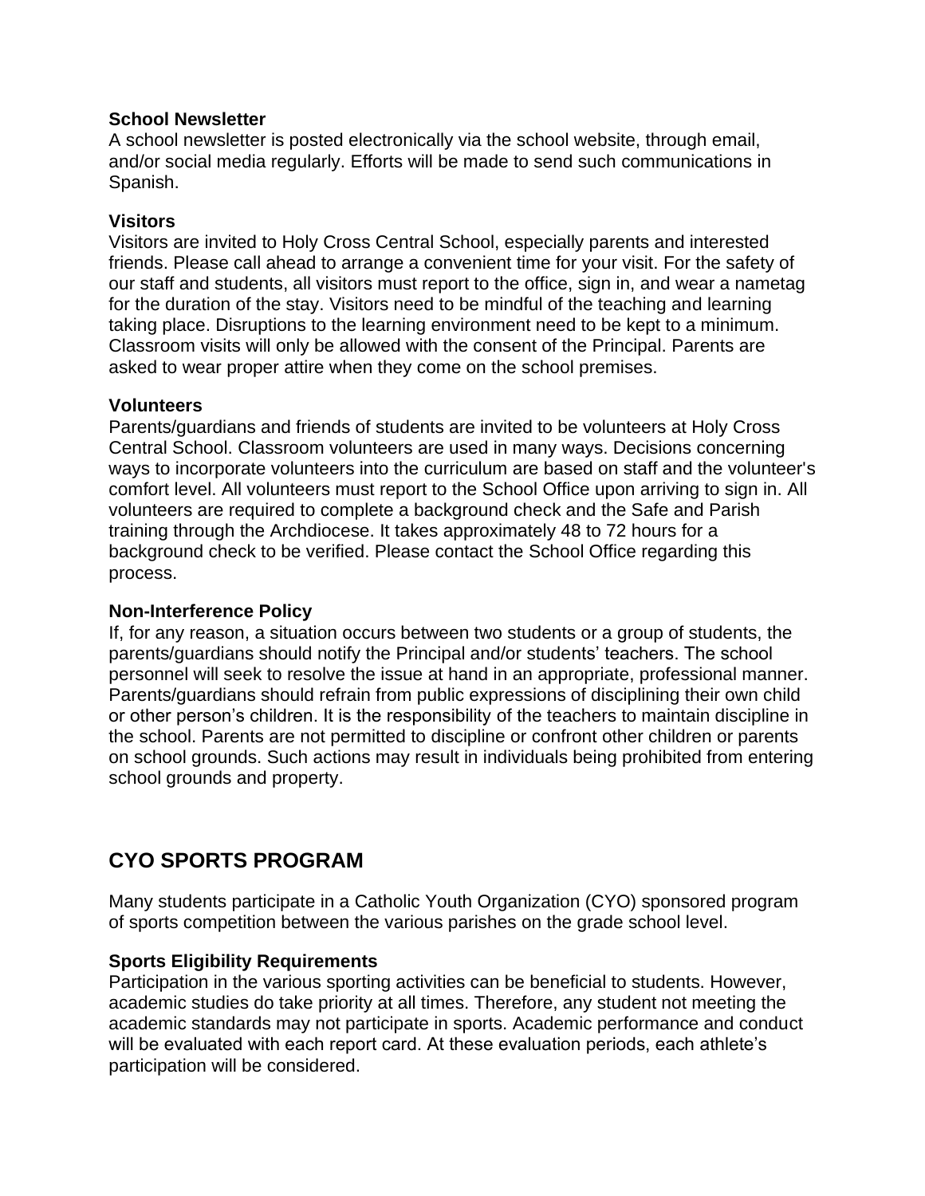**School Newsletter**
A school newsletter is posted electronically via the school website, through email, and/or social media regularly. Efforts will be made to send such communications in Spanish.

**Visitors**
Visitors are invited to Holy Cross Central School, especially parents and interested friends. Please call ahead to arrange a convenient time for your visit. For the safety of our staff and students, all visitors must report to the office, sign in, and wear a nametag for the duration of the stay. Visitors need to be mindful of the teaching and learning taking place. Disruptions to the learning environment need to be kept to a minimum. Classroom visits will only be allowed with the consent of the Principal. Parents are asked to wear proper attire when they come on the school premises.

**Volunteers**
Parents/guardians and friends of students are invited to be volunteers at Holy Cross Central School. Classroom volunteers are used in many ways. Decisions concerning ways to incorporate volunteers into the curriculum are based on staff and the volunteer's comfort level. All volunteers must report to the School Office upon arriving to sign in. All volunteers are required to complete a background check and the Safe and Parish training through the Archdiocese. It takes approximately 48 to 72 hours for a background check to be verified. Please contact the School Office regarding this process.

**Non-Interference Policy**
If, for any reason, a situation occurs between two students or a group of students, the parents/guardians should notify the Principal and/or students' teachers. The school personnel will seek to resolve the issue at hand in an appropriate, professional manner. Parents/guardians should refrain from public expressions of disciplining their own child or other person's children. It is the responsibility of the teachers to maintain discipline in the school. Parents are not permitted to discipline or confront other children or parents on school grounds. Such actions may result in individuals being prohibited from entering school grounds and property.

## CYO SPORTS PROGRAM

Many students participate in a Catholic Youth Organization (CYO) sponsored program of sports competition between the various parishes on the grade school level.

**Sports Eligibility Requirements**
Participation in the various sporting activities can be beneficial to students. However, academic studies do take priority at all times. Therefore, any student not meeting the academic standards may not participate in sports. Academic performance and conduct will be evaluated with each report card. At these evaluation periods, each athlete's participation will be considered.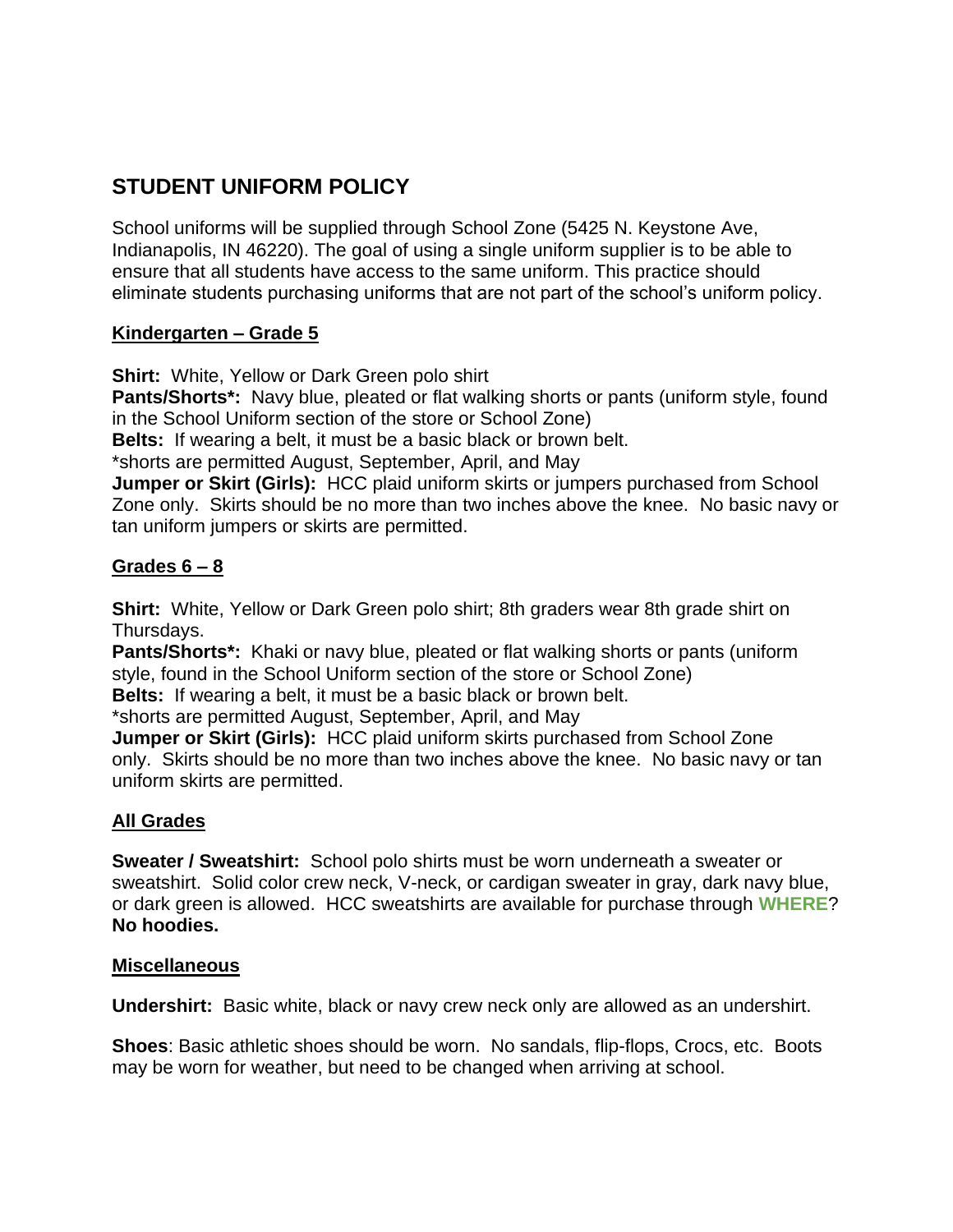## STUDENT UNIFORM POLICY

School uniforms will be supplied through School Zone (5425 N. Keystone Ave, Indianapolis, IN 46220). The goal of using a single uniform supplier is to be able to ensure that all students have access to the same uniform. This practice should eliminate students purchasing uniforms that are not part of the school's uniform policy.

### Kindergarten – Grade 5

**Shirt:** White, Yellow or Dark Green polo shirt
**Pants/Shorts*:** Navy blue, pleated or flat walking shorts or pants (uniform style, found in the School Uniform section of the store or School Zone)
**Belts:** If wearing a belt, it must be a basic black or brown belt.
*shorts are permitted August, September, April, and May
**Jumper or Skirt (Girls):** HCC plaid uniform skirts or jumpers purchased from School Zone only. Skirts should be no more than two inches above the knee. No basic navy or tan uniform jumpers or skirts are permitted.

### Grades 6 – 8

**Shirt:** White, Yellow or Dark Green polo shirt; 8th graders wear 8th grade shirt on Thursdays.
**Pants/Shorts*:** Khaki or navy blue, pleated or flat walking shorts or pants (uniform style, found in the School Uniform section of the store or School Zone)
**Belts:** If wearing a belt, it must be a basic black or brown belt.
*shorts are permitted August, September, April, and May
**Jumper or Skirt (Girls):** HCC plaid uniform skirts purchased from School Zone only. Skirts should be no more than two inches above the knee. No basic navy or tan uniform skirts are permitted.

### All Grades

**Sweater / Sweatshirt:** School polo shirts must be worn underneath a sweater or sweatshirt. Solid color crew neck, V-neck, or cardigan sweater in gray, dark navy blue, or dark green is allowed. HCC sweatshirts are available for purchase through **WHERE**? **No hoodies.**

### Miscellaneous

**Undershirt:** Basic white, black or navy crew neck only are allowed as an undershirt.

**Shoes**: Basic athletic shoes should be worn. No sandals, flip-flops, Crocs, etc. Boots may be worn for weather, but need to be changed when arriving at school.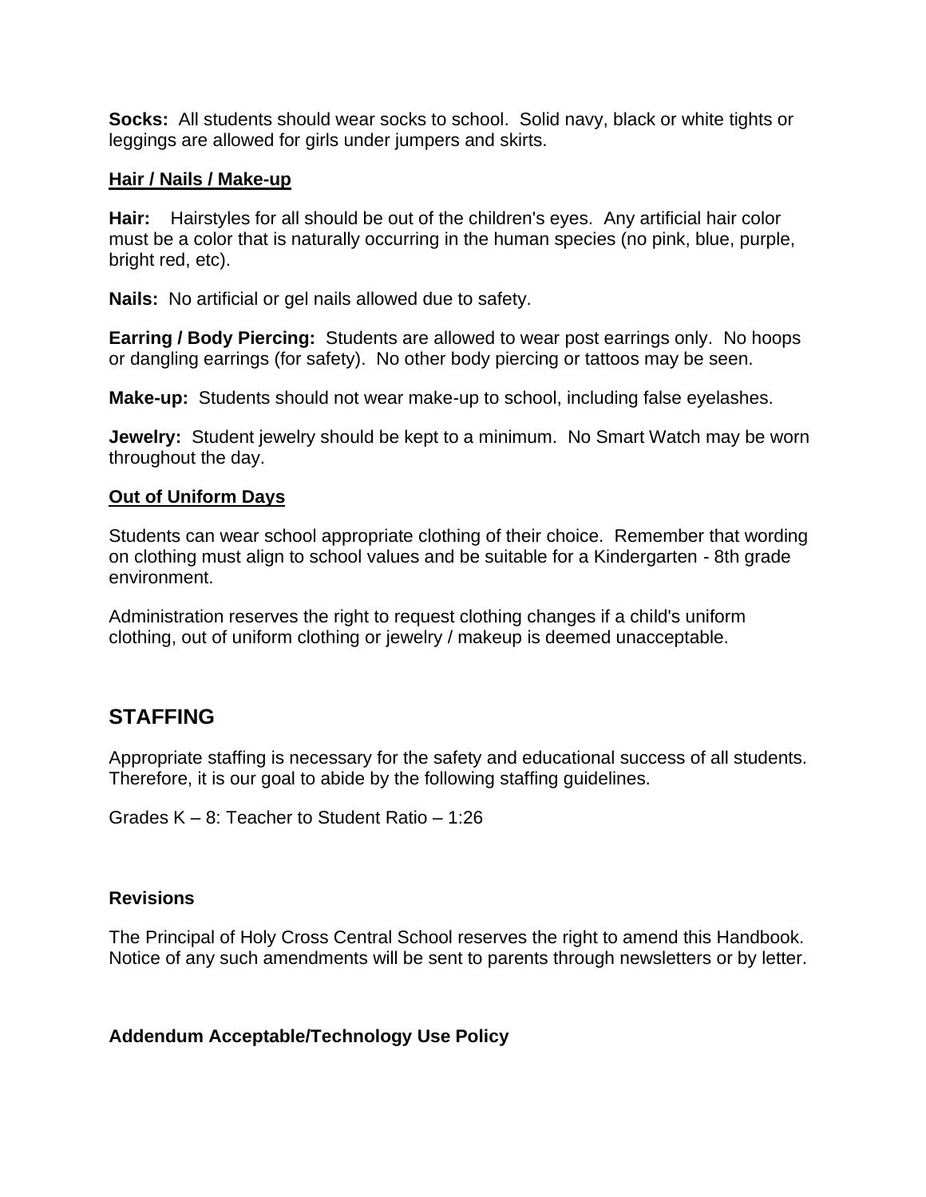**Socks:** All students should wear socks to school. Solid navy, black or white tights or leggings are allowed for girls under jumpers and skirts.

**Hair / Nails / Make-up**

**Hair:** Hairstyles for all should be out of the children's eyes. Any artificial hair color must be a color that is naturally occurring in the human species (no pink, blue, purple, bright red, etc).

**Nails:** No artificial or gel nails allowed due to safety.

**Earring / Body Piercing:** Students are allowed to wear post earrings only. No hoops or dangling earrings (for safety). No other body piercing or tattoos may be seen.

**Make-up:** Students should not wear make-up to school, including false eyelashes.

**Jewelry:** Student jewelry should be kept to a minimum. No Smart Watch may be worn throughout the day.

**Out of Uniform Days**

Students can wear school appropriate clothing of their choice. Remember that wording on clothing must align to school values and be suitable for a Kindergarten - 8th grade environment.

Administration reserves the right to request clothing changes if a child's uniform clothing, out of uniform clothing or jewelry / makeup is deemed unacceptable.

## STAFFING

Appropriate staffing is necessary for the safety and educational success of all students. Therefore, it is our goal to abide by the following staffing guidelines.

Grades K – 8: Teacher to Student Ratio – 1:26

**Revisions**

The Principal of Holy Cross Central School reserves the right to amend this Handbook. Notice of any such amendments will be sent to parents through newsletters or by letter.

**Addendum Acceptable/Technology Use Policy**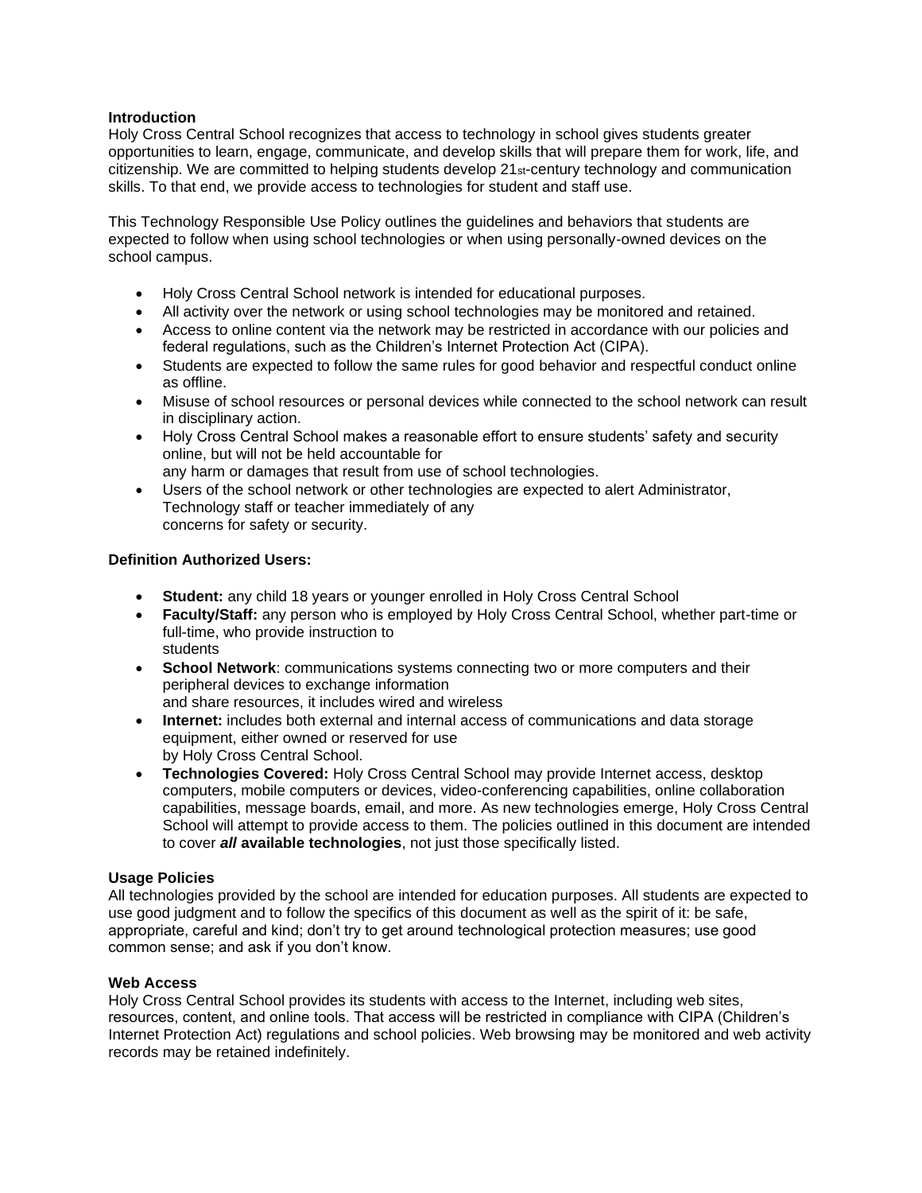### Introduction

Holy Cross Central School recognizes that access to technology in school gives students greater opportunities to learn, engage, communicate, and develop skills that will prepare them for work, life, and citizenship. We are committed to helping students develop 21st-century technology and communication skills. To that end, we provide access to technologies for student and staff use.

This Technology Responsible Use Policy outlines the guidelines and behaviors that students are expected to follow when using school technologies or when using personally-owned devices on the school campus.

- Holy Cross Central School network is intended for educational purposes.
- All activity over the network or using school technologies may be monitored and retained.
- Access to online content via the network may be restricted in accordance with our policies and federal regulations, such as the Children's Internet Protection Act (CIPA).
- Students are expected to follow the same rules for good behavior and respectful conduct online as offline.
- Misuse of school resources or personal devices while connected to the school network can result in disciplinary action.
- Holy Cross Central School makes a reasonable effort to ensure students' safety and security online, but will not be held accountable for any harm or damages that result from use of school technologies.
- Users of the school network or other technologies are expected to alert Administrator, Technology staff or teacher immediately of any concerns for safety or security.

### Definition Authorized Users:

- **Student:** any child 18 years or younger enrolled in Holy Cross Central School
- **Faculty/Staff:** any person who is employed by Holy Cross Central School, whether part-time or full-time, who provide instruction to students
- **School Network**: communications systems connecting two or more computers and their peripheral devices to exchange information and share resources, it includes wired and wireless
- **Internet:** includes both external and internal access of communications and data storage equipment, either owned or reserved for use by Holy Cross Central School.
- **Technologies Covered:** Holy Cross Central School may provide Internet access, desktop computers, mobile computers or devices, video-conferencing capabilities, online collaboration capabilities, message boards, email, and more. As new technologies emerge, Holy Cross Central School will attempt to provide access to them. The policies outlined in this document are intended to cover ***all* available technologies**, not just those specifically listed.

### Usage Policies

All technologies provided by the school are intended for education purposes. All students are expected to use good judgment and to follow the specifics of this document as well as the spirit of it: be safe, appropriate, careful and kind; don't try to get around technological protection measures; use good common sense; and ask if you don't know.

### Web Access

Holy Cross Central School provides its students with access to the Internet, including web sites, resources, content, and online tools. That access will be restricted in compliance with CIPA (Children's Internet Protection Act) regulations and school policies. Web browsing may be monitored and web activity records may be retained indefinitely.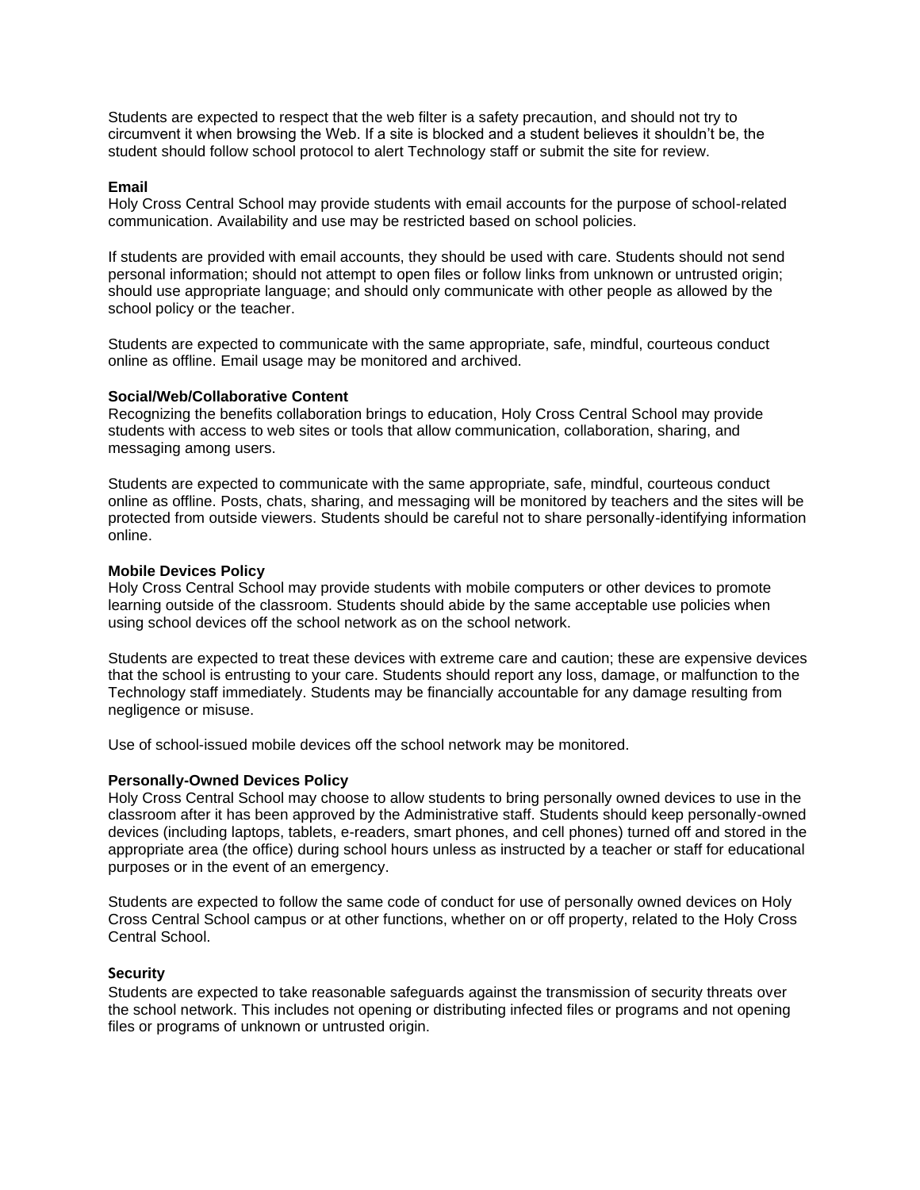Students are expected to respect that the web filter is a safety precaution, and should not try to circumvent it when browsing the Web. If a site is blocked and a student believes it shouldn't be, the student should follow school protocol to alert Technology staff or submit the site for review.

**Email**

Holy Cross Central School may provide students with email accounts for the purpose of school-related communication. Availability and use may be restricted based on school policies.

If students are provided with email accounts, they should be used with care. Students should not send personal information; should not attempt to open files or follow links from unknown or untrusted origin; should use appropriate language; and should only communicate with other people as allowed by the school policy or the teacher.

Students are expected to communicate with the same appropriate, safe, mindful, courteous conduct online as offline. Email usage may be monitored and archived.

**Social/Web/Collaborative Content**

Recognizing the benefits collaboration brings to education, Holy Cross Central School may provide students with access to web sites or tools that allow communication, collaboration, sharing, and messaging among users.

Students are expected to communicate with the same appropriate, safe, mindful, courteous conduct online as offline. Posts, chats, sharing, and messaging will be monitored by teachers and the sites will be protected from outside viewers. Students should be careful not to share personally-identifying information online.

**Mobile Devices Policy**

Holy Cross Central School may provide students with mobile computers or other devices to promote learning outside of the classroom. Students should abide by the same acceptable use policies when using school devices off the school network as on the school network.

Students are expected to treat these devices with extreme care and caution; these are expensive devices that the school is entrusting to your care. Students should report any loss, damage, or malfunction to the Technology staff immediately. Students may be financially accountable for any damage resulting from negligence or misuse.

Use of school-issued mobile devices off the school network may be monitored.

**Personally-Owned Devices Policy**

Holy Cross Central School may choose to allow students to bring personally owned devices to use in the classroom after it has been approved by the Administrative staff. Students should keep personally-owned devices (including laptops, tablets, e-readers, smart phones, and cell phones) turned off and stored in the appropriate area (the office) during school hours unless as instructed by a teacher or staff for educational purposes or in the event of an emergency.

Students are expected to follow the same code of conduct for use of personally owned devices on Holy Cross Central School campus or at other functions, whether on or off property, related to the Holy Cross Central School.

**Security**

Students are expected to take reasonable safeguards against the transmission of security threats over the school network. This includes not opening or distributing infected files or programs and not opening files or programs of unknown or untrusted origin.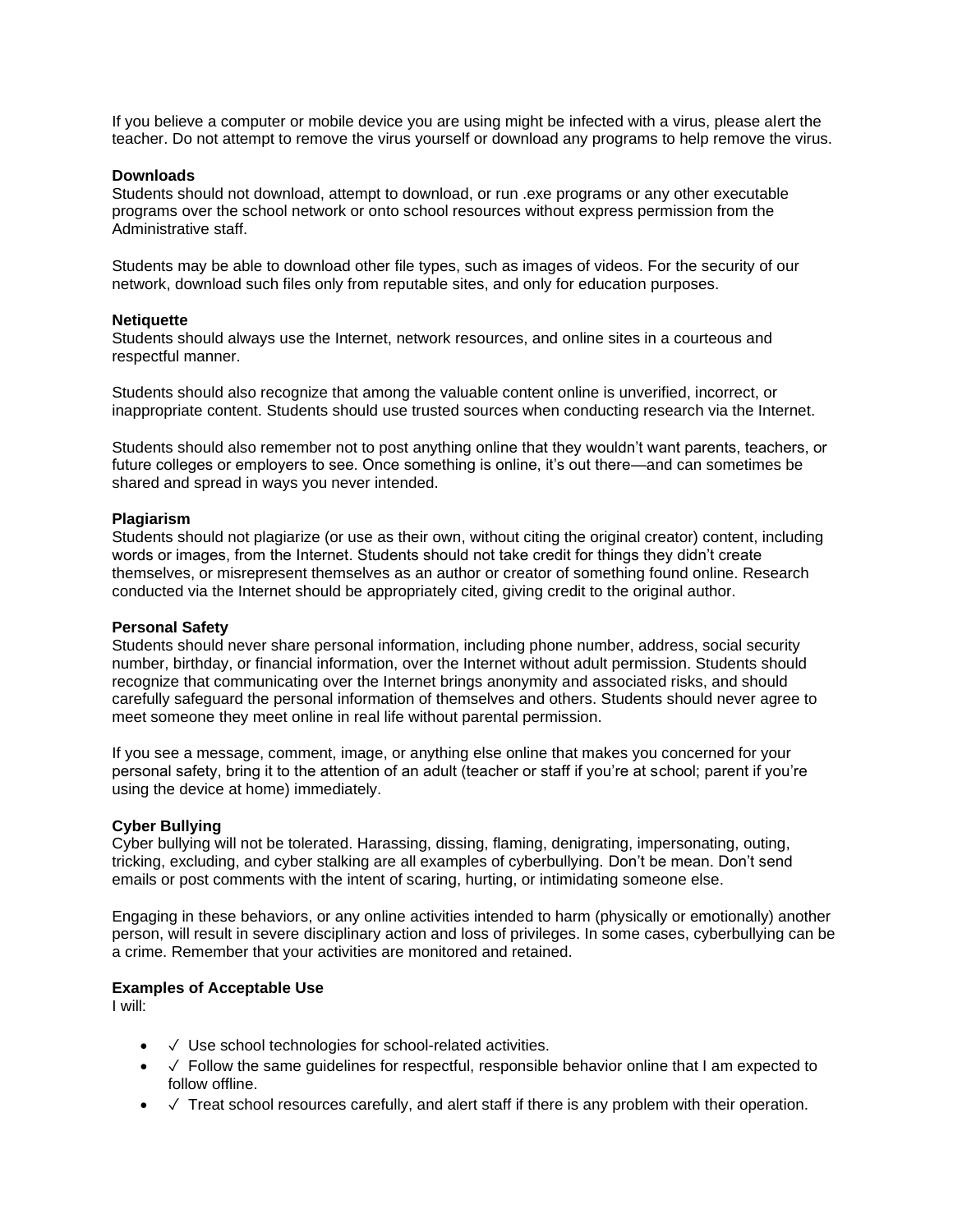If you believe a computer or mobile device you are using might be infected with a virus, please alert the teacher. Do not attempt to remove the virus yourself or download any programs to help remove the virus.

**Downloads**
Students should not download, attempt to download, or run .exe programs or any other executable programs over the school network or onto school resources without express permission from the Administrative staff.

Students may be able to download other file types, such as images of videos. For the security of our network, download such files only from reputable sites, and only for education purposes.

**Netiquette**
Students should always use the Internet, network resources, and online sites in a courteous and respectful manner.

Students should also recognize that among the valuable content online is unverified, incorrect, or inappropriate content. Students should use trusted sources when conducting research via the Internet.

Students should also remember not to post anything online that they wouldn't want parents, teachers, or future colleges or employers to see. Once something is online, it's out there—and can sometimes be shared and spread in ways you never intended.

**Plagiarism**
Students should not plagiarize (or use as their own, without citing the original creator) content, including words or images, from the Internet. Students should not take credit for things they didn't create themselves, or misrepresent themselves as an author or creator of something found online. Research conducted via the Internet should be appropriately cited, giving credit to the original author.

**Personal Safety**
Students should never share personal information, including phone number, address, social security number, birthday, or financial information, over the Internet without adult permission. Students should recognize that communicating over the Internet brings anonymity and associated risks, and should carefully safeguard the personal information of themselves and others. Students should never agree to meet someone they meet online in real life without parental permission.

If you see a message, comment, image, or anything else online that makes you concerned for your personal safety, bring it to the attention of an adult (teacher or staff if you're at school; parent if you're using the device at home) immediately.

**Cyber Bullying**
Cyber bullying will not be tolerated. Harassing, dissing, flaming, denigrating, impersonating, outing, tricking, excluding, and cyber stalking are all examples of cyberbullying. Don't be mean. Don't send emails or post comments with the intent of scaring, hurting, or intimidating someone else.

Engaging in these behaviors, or any online activities intended to harm (physically or emotionally) another person, will result in severe disciplinary action and loss of privileges. In some cases, cyberbullying can be a crime. Remember that your activities are monitored and retained.

**Examples of Acceptable Use**
I will:

- ✓ Use school technologies for school-related activities.
- ✓ Follow the same guidelines for respectful, responsible behavior online that I am expected to follow offline.
- ✓ Treat school resources carefully, and alert staff if there is any problem with their operation.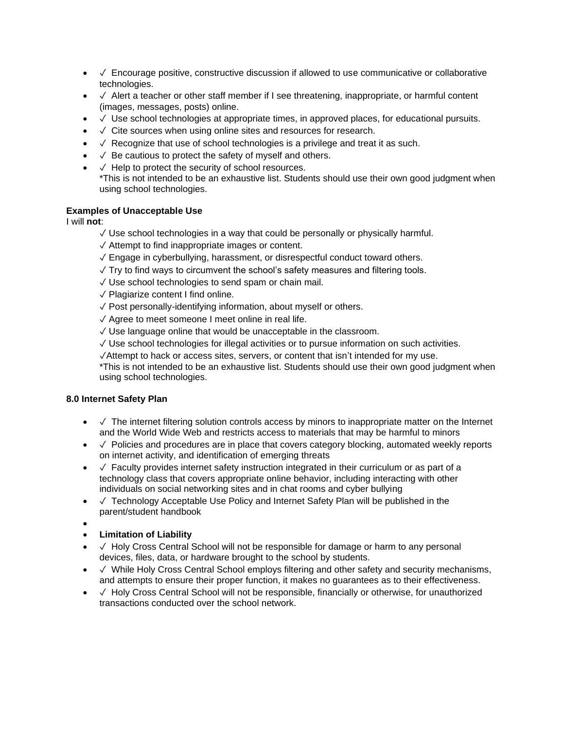- ✓ Encourage positive, constructive discussion if allowed to use communicative or collaborative technologies.
- ✓ Alert a teacher or other staff member if I see threatening, inappropriate, or harmful content (images, messages, posts) online.
- ✓ Use school technologies at appropriate times, in approved places, for educational pursuits.
- ✓ Cite sources when using online sites and resources for research.
- ✓ Recognize that use of school technologies is a privilege and treat it as such.
- ✓ Be cautious to protect the safety of myself and others.
- ✓ Help to protect the security of school resources.
  *This is not intended to be an exhaustive list. Students should use their own good judgment when using school technologies.

**Examples of Unacceptable Use**

I will **not**:

✓ Use school technologies in a way that could be personally or physically harmful.
✓ Attempt to find inappropriate images or content.
✓ Engage in cyberbullying, harassment, or disrespectful conduct toward others.
✓ Try to find ways to circumvent the school's safety measures and filtering tools.
✓ Use school technologies to send spam or chain mail.
✓ Plagiarize content I find online.
✓ Post personally-identifying information, about myself or others.
✓ Agree to meet someone I meet online in real life.
✓ Use language online that would be unacceptable in the classroom.
✓ Use school technologies for illegal activities or to pursue information on such activities.
✓Attempt to hack or access sites, servers, or content that isn't intended for my use.
*This is not intended to be an exhaustive list. Students should use their own good judgment when using school technologies.

**8.0 Internet Safety Plan**

- ✓ The internet filtering solution controls access by minors to inappropriate matter on the Internet and the World Wide Web and restricts access to materials that may be harmful to minors
- ✓ Policies and procedures are in place that covers category blocking, automated weekly reports on internet activity, and identification of emerging threats
- ✓ Faculty provides internet safety instruction integrated in their curriculum or as part of a technology class that covers appropriate online behavior, including interacting with other individuals on social networking sites and in chat rooms and cyber bullying
- ✓ Technology Acceptable Use Policy and Internet Safety Plan will be published in the parent/student handbook
- **Limitation of Liability**
- ✓ Holy Cross Central School will not be responsible for damage or harm to any personal devices, files, data, or hardware brought to the school by students.
- ✓ While Holy Cross Central School employs filtering and other safety and security mechanisms, and attempts to ensure their proper function, it makes no guarantees as to their effectiveness.
- ✓ Holy Cross Central School will not be responsible, financially or otherwise, for unauthorized transactions conducted over the school network.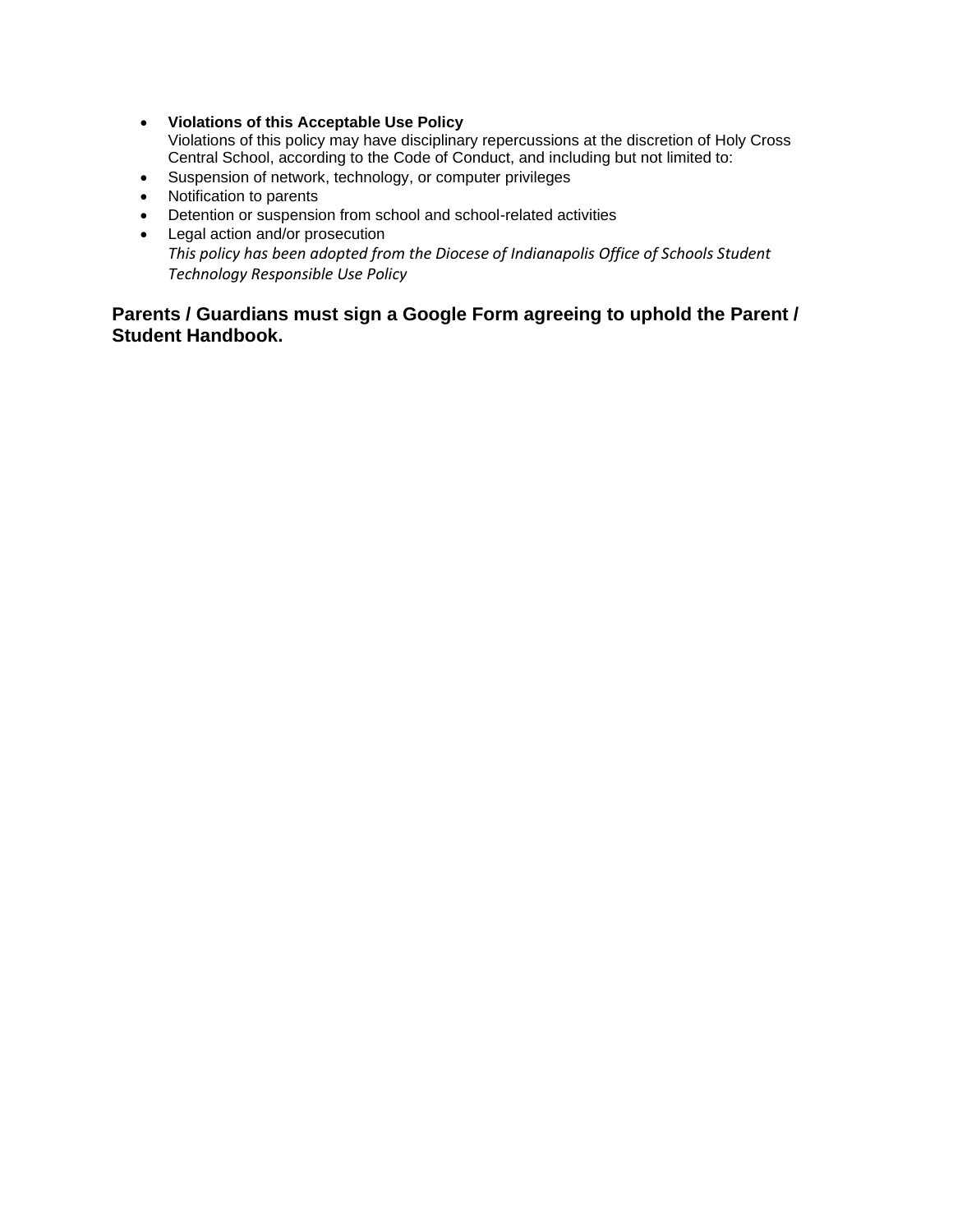- **Violations of this Acceptable Use Policy**
  Violations of this policy may have disciplinary repercussions at the discretion of Holy Cross Central School, according to the Code of Conduct, and including but not limited to:
- Suspension of network, technology, or computer privileges
- Notification to parents
- Detention or suspension from school and school-related activities
- Legal action and/or prosecution
  *This policy has been adopted from the Diocese of Indianapolis Office of Schools Student Technology Responsible Use Policy*

**Parents / Guardians must sign a Google Form agreeing to uphold the Parent / Student Handbook.**